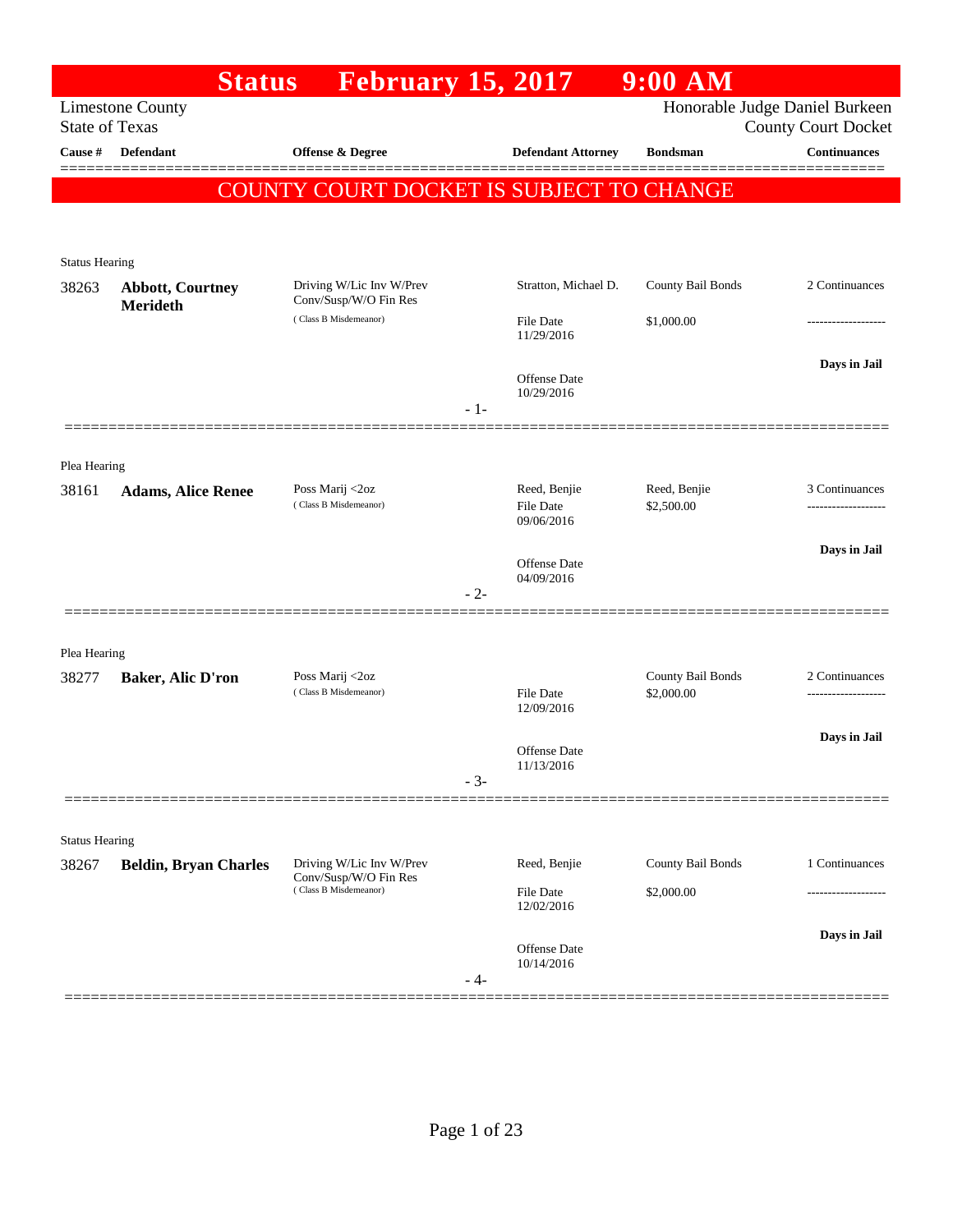# Status February 15, 2017 9:00 AM

Limestone County
State of Texas

Honorable Judge Daniel Burkeen
County Court Docket

| Cause # | Defendant | Offense & Degree | Defendant Attorney | Bondsman | Continuances |
|---|---|---|---|---|---|

**COUNTY COURT DOCKET IS SUBJECT TO CHANGE**

Status Hearing

| Cause # | Defendant | Offense & Degree | Defendant Attorney | Bondsman | Continuances |
|---|---|---|---|---|---|
| 38263 | **Abbott, Courtney Merideth** | Driving W/Lic Inv W/Prev Conv/Susp/W/O Fin Res (Class B Misdemeanor) | Stratton, Michael D. | County Bail Bonds | 2 Continuances |
| | | | File Date 11/29/2016 | $1,000.00 | ------------------- |
| | | | Offense Date 10/29/2016 | | **Days in Jail** |

- 1-

Plea Hearing

| Cause # | Defendant | Offense & Degree | Defendant Attorney | Bondsman | Continuances |
|---|---|---|---|---|---|
| 38161 | **Adams, Alice Renee** | Poss Marij <2oz (Class B Misdemeanor) | Reed, Benjie | Reed, Benjie | 3 Continuances |
| | | | File Date 09/06/2016 | $2,500.00 | ------------------- |
| | | | Offense Date 04/09/2016 | | **Days in Jail** |

- 2-

Plea Hearing

| Cause # | Defendant | Offense & Degree | Defendant Attorney | Bondsman | Continuances |
|---|---|---|---|---|---|
| 38277 | **Baker, Alic D'ron** | Poss Marij <2oz (Class B Misdemeanor) | | County Bail Bonds | 2 Continuances |
| | | | File Date 12/09/2016 | $2,000.00 | ------------------- |
| | | | Offense Date 11/13/2016 | | **Days in Jail** |

- 3-

Status Hearing

| Cause # | Defendant | Offense & Degree | Defendant Attorney | Bondsman | Continuances |
|---|---|---|---|---|---|
| 38267 | **Beldin, Bryan Charles** | Driving W/Lic Inv W/Prev Conv/Susp/W/O Fin Res (Class B Misdemeanor) | Reed, Benjie | County Bail Bonds | 1 Continuances |
| | | | File Date 12/02/2016 | $2,000.00 | ------------------- |
| | | | Offense Date 10/14/2016 | | **Days in Jail** |

- 4-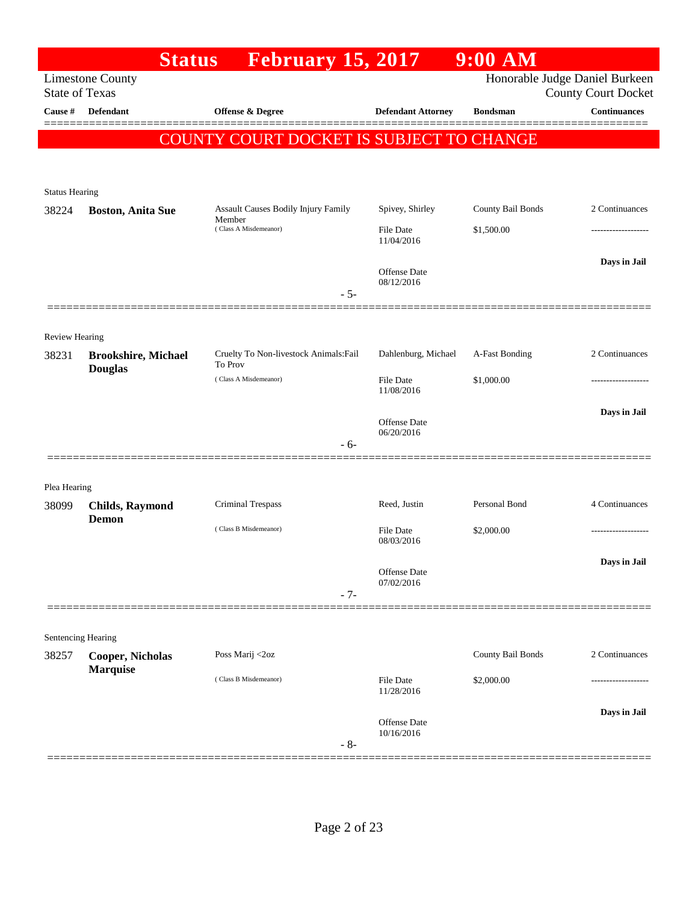# Status February 15, 2017 9:00 AM

Limestone County
State of Texas

Honorable Judge Daniel Burkeen
County Court Docket

| Cause # | Defendant | Offense & Degree | Defendant Attorney | Bondsman | Continuances |
|---|---|---|---|---|---|

## COUNTY COURT DOCKET IS SUBJECT TO CHANGE

**Status Hearing**

| Cause # | Defendant | Offense & Degree | Defendant Attorney | Bondsman | Continuances |
|---|---|---|---|---|---|
| 38224 | **Boston, Anita Sue** | Assault Causes Bodily Injury Family Member (Class A Misdemeanor) | Spivey, Shirley | County Bail Bonds | 2 Continuances |
| | | | File Date 11/04/2016 | $1,500.00 | ------------------- |
| | | | Offense Date 08/12/2016 | | **Days in Jail** |

- 5-

**Review Hearing**

| Cause # | Defendant | Offense & Degree | Defendant Attorney | Bondsman | Continuances |
|---|---|---|---|---|---|
| 38231 | **Brookshire, Michael Douglas** | Cruelty To Non-livestock Animals:Fail To Prov (Class A Misdemeanor) | Dahlenburg, Michael | A-Fast Bonding | 2 Continuances |
| | | | File Date 11/08/2016 | $1,000.00 | ------------------- |
| | | | Offense Date 06/20/2016 | | **Days in Jail** |

- 6-

**Plea Hearing**

| Cause # | Defendant | Offense & Degree | Defendant Attorney | Bondsman | Continuances |
|---|---|---|---|---|---|
| 38099 | **Childs, Raymond Demon** | Criminal Trespass (Class B Misdemeanor) | Reed, Justin | Personal Bond | 4 Continuances |
| | | | File Date 08/03/2016 | $2,000.00 | ------------------- |
| | | | Offense Date 07/02/2016 | | **Days in Jail** |

- 7-

**Sentencing Hearing**

| Cause # | Defendant | Offense & Degree | Defendant Attorney | Bondsman | Continuances |
|---|---|---|---|---|---|
| 38257 | **Cooper, Nicholas Marquise** | Poss Marij <2oz (Class B Misdemeanor) | | County Bail Bonds | 2 Continuances |
| | | | File Date 11/28/2016 | $2,000.00 | ------------------- |
| | | | Offense Date 10/16/2016 | | **Days in Jail** |

- 8-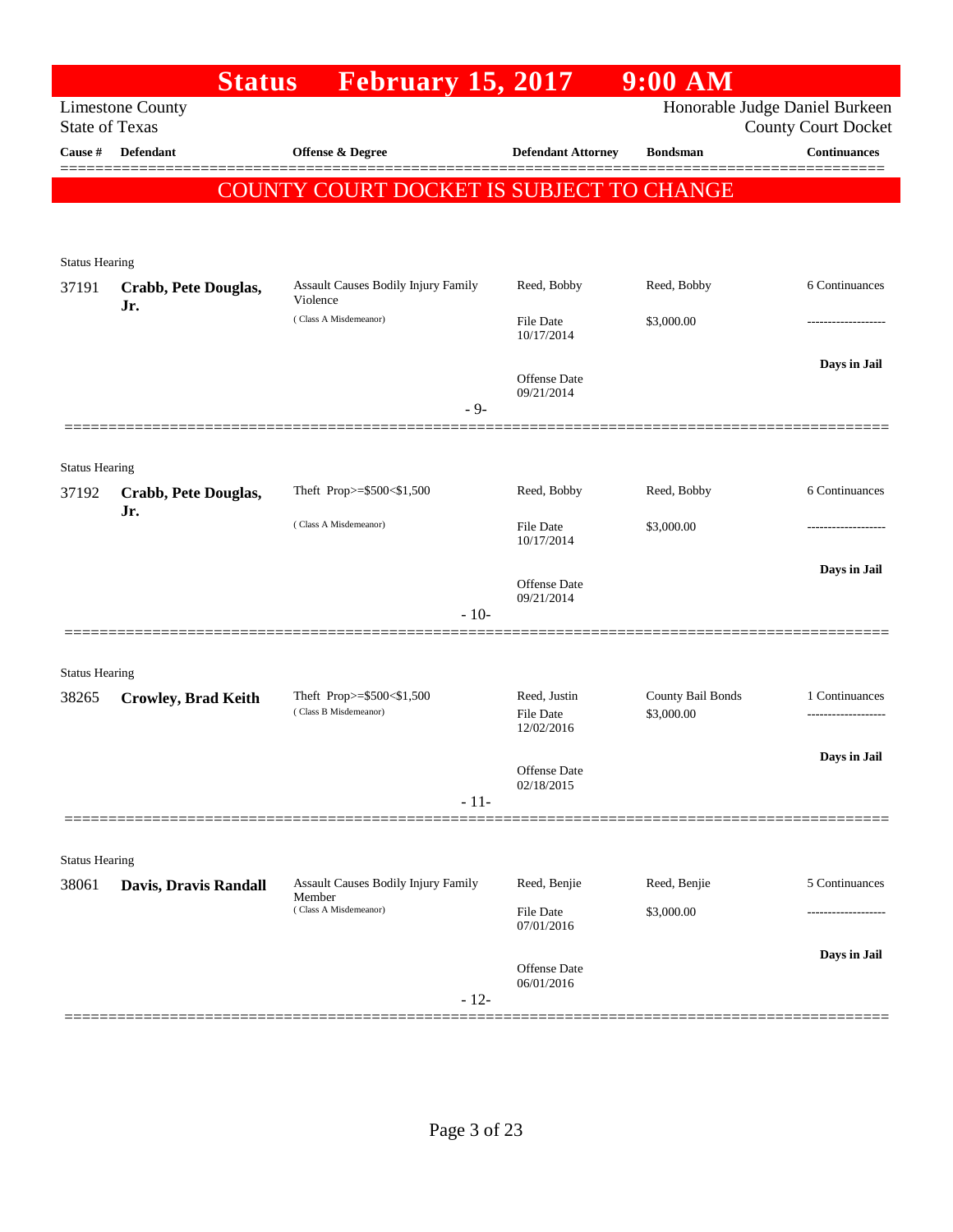# Status February 15, 2017 9:00 AM

Limestone County
State of Texas

Honorable Judge Daniel Burkeen
County Court Docket

| Cause # | Defendant | Offense & Degree | Defendant Attorney | Bondsman | Continuances |
|---|---|---|---|---|---|

**COUNTY COURT DOCKET IS SUBJECT TO CHANGE**

Status Hearing

| Cause # | Defendant | Offense & Degree | Defendant Attorney | Bondsman | Continuances |
|---|---|---|---|---|---|
| 37191 | **Crabb, Pete Douglas, Jr.** | Assault Causes Bodily Injury Family Violence (Class A Misdemeanor) | Reed, Bobby | Reed, Bobby | 6 Continuances |
| | | | File Date 10/17/2014 | $3,000.00 | ------------------- |
| | | | Offense Date 09/21/2014 | | **Days in Jail** |

- 9-

Status Hearing

| Cause # | Defendant | Offense & Degree | Defendant Attorney | Bondsman | Continuances |
|---|---|---|---|---|---|
| 37192 | **Crabb, Pete Douglas, Jr.** | Theft Prop>=$500<$1,500 (Class A Misdemeanor) | Reed, Bobby | Reed, Bobby | 6 Continuances |
| | | | File Date 10/17/2014 | $3,000.00 | ------------------- |
| | | | Offense Date 09/21/2014 | | **Days in Jail** |

- 10-

Status Hearing

| Cause # | Defendant | Offense & Degree | Defendant Attorney | Bondsman | Continuances |
|---|---|---|---|---|---|
| 38265 | **Crowley, Brad Keith** | Theft Prop>=$500<$1,500 (Class B Misdemeanor) | Reed, Justin | County Bail Bonds | 1 Continuances |
| | | | File Date 12/02/2016 | $3,000.00 | ------------------- |
| | | | Offense Date 02/18/2015 | | **Days in Jail** |

- 11-

Status Hearing

| Cause # | Defendant | Offense & Degree | Defendant Attorney | Bondsman | Continuances |
|---|---|---|---|---|---|
| 38061 | **Davis, Dravis Randall** | Assault Causes Bodily Injury Family Member (Class A Misdemeanor) | Reed, Benjie | Reed, Benjie | 5 Continuances |
| | | | File Date 07/01/2016 | $3,000.00 | ------------------- |
| | | | Offense Date 06/01/2016 | | **Days in Jail** |

- 12-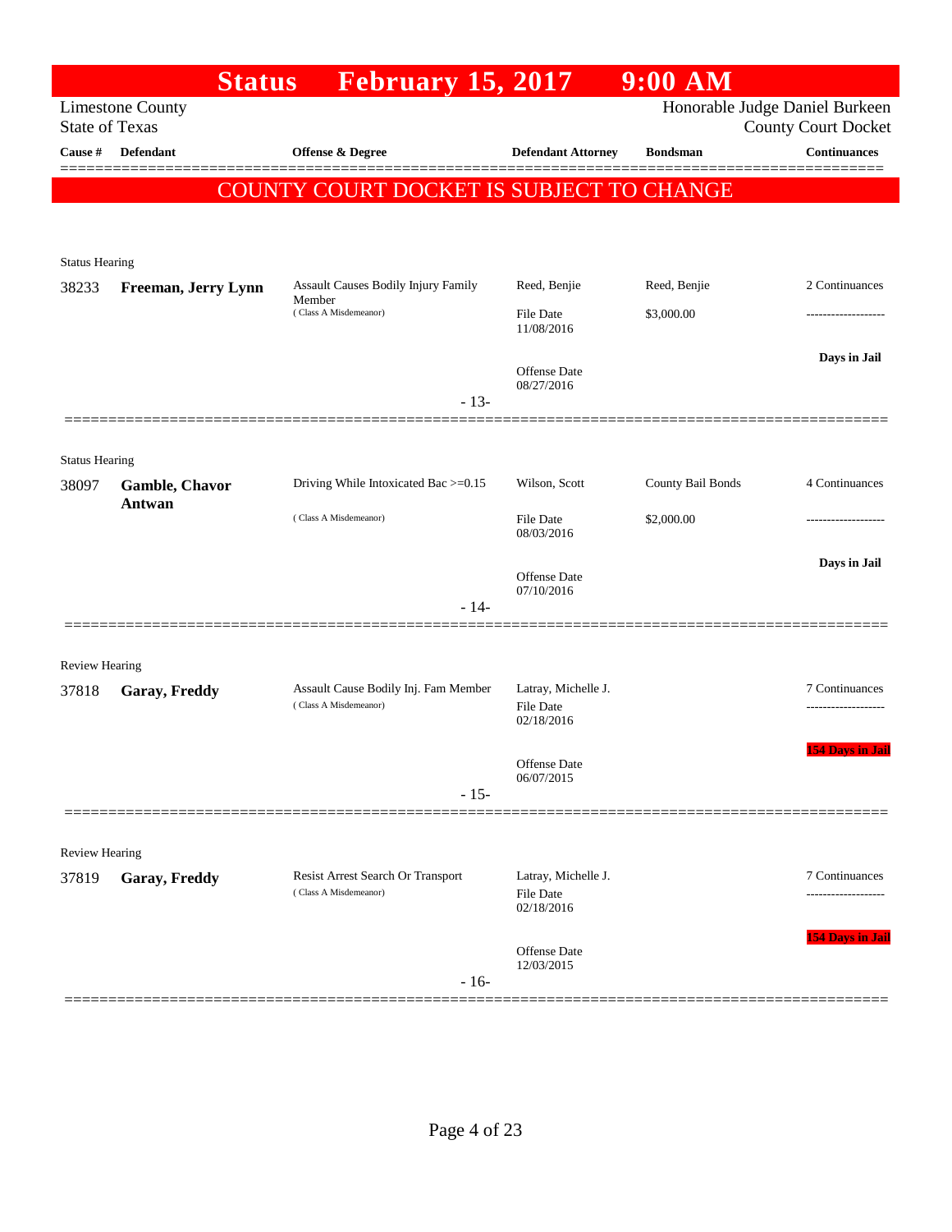# Status February 15, 2017 9:00 AM

Limestone County
State of Texas

Honorable Judge Daniel Burkeen
County Court Docket

| Cause # | Defendant | Offense & Degree | Defendant Attorney | Bondsman | Continuances |
|---|---|---|---|---|---|

**COUNTY COURT DOCKET IS SUBJECT TO CHANGE**

---

Status Hearing

| Cause # | Defendant | Offense & Degree | Defendant Attorney | Bondsman | Continuances |
|---|---|---|---|---|---|
| 38233 | **Freeman, Jerry Lynn** | Assault Causes Bodily Injury Family Member (Class A Misdemeanor) | Reed, Benjie | Reed, Benjie | 2 Continuances |
| | | | File Date 11/08/2016 | $3,000.00 | ------------------- |
| | | | Offense Date 08/27/2016 | | Days in Jail |

- 13-

---

Status Hearing

| Cause # | Defendant | Offense & Degree | Defendant Attorney | Bondsman | Continuances |
|---|---|---|---|---|---|
| 38097 | **Gamble, Chavor Antwan** | Driving While Intoxicated Bac >=0.15 (Class A Misdemeanor) | Wilson, Scott | County Bail Bonds | 4 Continuances |
| | | | File Date 08/03/2016 | $2,000.00 | ------------------- |
| | | | Offense Date 07/10/2016 | | Days in Jail |

- 14-

---

Review Hearing

| Cause # | Defendant | Offense & Degree | Defendant Attorney | Bondsman | Continuances |
|---|---|---|---|---|---|
| 37818 | **Garay, Freddy** | Assault Cause Bodily Inj. Fam Member (Class A Misdemeanor) | Latray, Michelle J. | | 7 Continuances |
| | | | File Date 02/18/2016 | | ------------------- |
| | | | Offense Date 06/07/2015 | | 154 Days in Jail |

- 15-

---

Review Hearing

| Cause # | Defendant | Offense & Degree | Defendant Attorney | Bondsman | Continuances |
|---|---|---|---|---|---|
| 37819 | **Garay, Freddy** | Resist Arrest Search Or Transport (Class A Misdemeanor) | Latray, Michelle J. | | 7 Continuances |
| | | | File Date 02/18/2016 | | ------------------- |
| | | | Offense Date 12/03/2015 | | 154 Days in Jail |

- 16-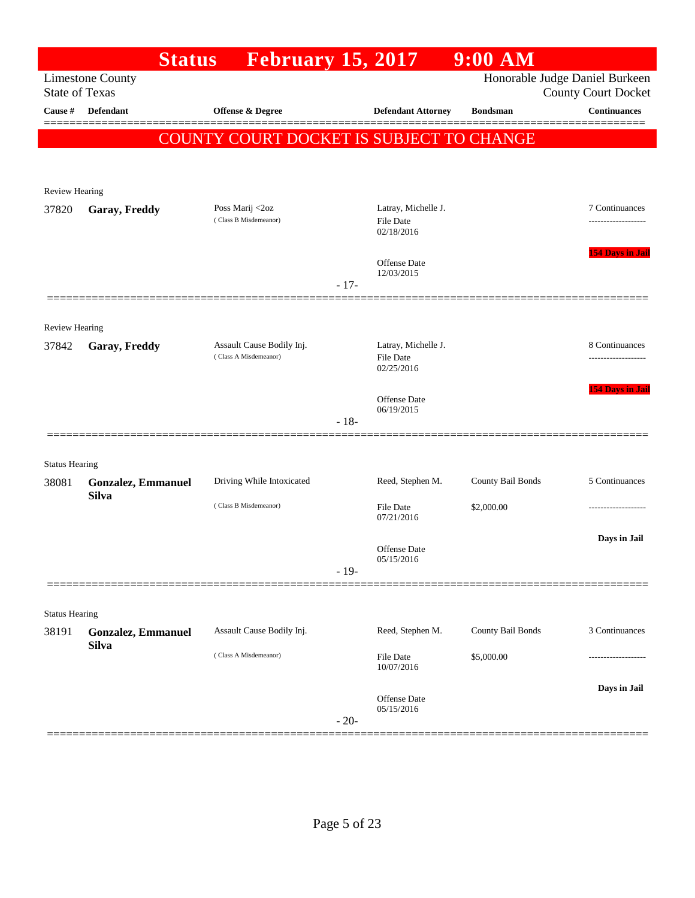# Status February 15, 2017 9:00 AM

Limestone County
State of Texas

Honorable Judge Daniel Burkeen
County Court Docket

**COUNTY COURT DOCKET IS SUBJECT TO CHANGE**

| Cause # | Defendant | Offense & Degree | Defendant Attorney | Bondsman | Continuances |
|---|---|---|---|---|---|
| **Review Hearing** | | | | | |
| 37820 | **Garay, Freddy** | Poss Marij <2oz (Class B Misdemeanor) | Latray, Michelle J. File Date 02/18/2016 Offense Date 12/03/2015 | | 7 Continuances 154 Days in Jail |
| | | - 17- | | | |
| **Review Hearing** | | | | | |
| 37842 | **Garay, Freddy** | Assault Cause Bodily Inj. (Class A Misdemeanor) | Latray, Michelle J. File Date 02/25/2016 Offense Date 06/19/2015 | | 8 Continuances 154 Days in Jail |
| | | - 18- | | | |
| **Status Hearing** | | | | | |
| 38081 | **Gonzalez, Emmanuel Silva** | Driving While Intoxicated (Class B Misdemeanor) | Reed, Stephen M. File Date 07/21/2016 Offense Date 05/15/2016 | County Bail Bonds $2,000.00 | 5 Continuances Days in Jail |
| | | - 19- | | | |
| **Status Hearing** | | | | | |
| 38191 | **Gonzalez, Emmanuel Silva** | Assault Cause Bodily Inj. (Class A Misdemeanor) | Reed, Stephen M. File Date 10/07/2016 Offense Date 05/15/2016 | County Bail Bonds $5,000.00 | 3 Continuances Days in Jail |
| | | - 20- | | | |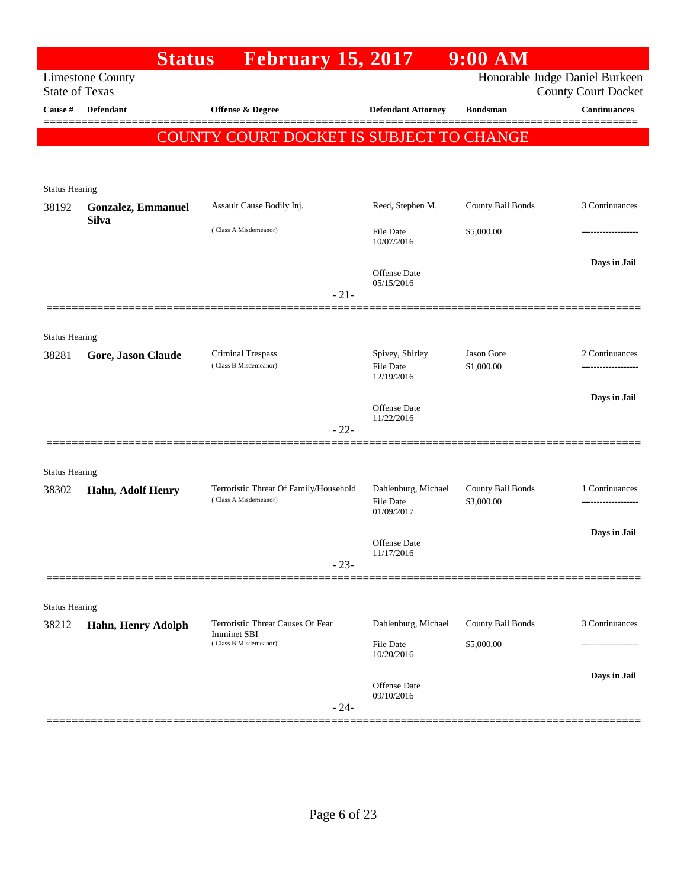# Status February 15, 2017 9:00 AM

Limestone County
State of Texas

Honorable Judge Daniel Burkeen
County Court Docket

| Cause # | Defendant | Offense & Degree | Defendant Attorney | Bondsman | Continuances |
|---|---|---|---|---|---|

**COUNTY COURT DOCKET IS SUBJECT TO CHANGE**

Status Hearing

| Cause # | Defendant | Offense & Degree | Defendant Attorney | Bondsman | Continuances |
|---|---|---|---|---|---|
| 38192 | **Gonzalez, Emmanuel Silva** | Assault Cause Bodily Inj. (Class A Misdemeanor) | Reed, Stephen M. | County Bail Bonds | 3 Continuances |
| | | | File Date 10/07/2016 | $5,000.00 | ------------------- |
| | | | Offense Date 05/15/2016 | | **Days in Jail** |

- 21-

Status Hearing

| Cause # | Defendant | Offense & Degree | Defendant Attorney | Bondsman | Continuances |
|---|---|---|---|---|---|
| 38281 | **Gore, Jason Claude** | Criminal Trespass (Class B Misdemeanor) | Spivey, Shirley | Jason Gore | 2 Continuances |
| | | | File Date 12/19/2016 | $1,000.00 | ------------------- |
| | | | Offense Date 11/22/2016 | | **Days in Jail** |

- 22-

Status Hearing

| Cause # | Defendant | Offense & Degree | Defendant Attorney | Bondsman | Continuances |
|---|---|---|---|---|---|
| 38302 | **Hahn, Adolf Henry** | Terroristic Threat Of Family/Household (Class A Misdemeanor) | Dahlenburg, Michael | County Bail Bonds | 1 Continuances |
| | | | File Date 01/09/2017 | $3,000.00 | ------------------- |
| | | | Offense Date 11/17/2016 | | **Days in Jail** |

- 23-

Status Hearing

| Cause # | Defendant | Offense & Degree | Defendant Attorney | Bondsman | Continuances |
|---|---|---|---|---|---|
| 38212 | **Hahn, Henry Adolph** | Terroristic Threat Causes Of Fear Imminet SBI (Class B Misdemeanor) | Dahlenburg, Michael | County Bail Bonds | 3 Continuances |
| | | | File Date 10/20/2016 | $5,000.00 | ------------------- |
| | | | Offense Date 09/10/2016 | | **Days in Jail** |

- 24-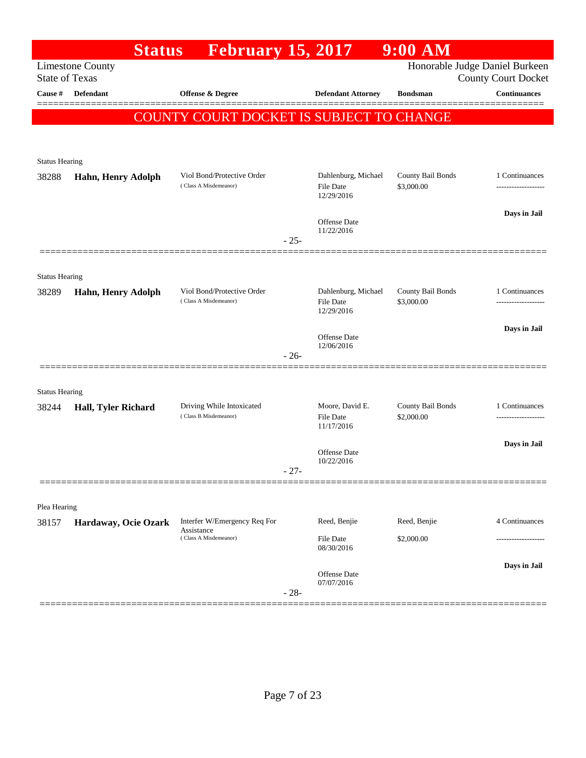# Status February 15, 2017 9:00 AM

Limestone County
State of Texas

Honorable Judge Daniel Burkeen
County Court Docket

| Cause # | Defendant | Offense & Degree | Defendant Attorney | Bondsman | Continuances |
|---|---|---|---|---|---|

**COUNTY COURT DOCKET IS SUBJECT TO CHANGE**

---

Status Hearing

| Cause # | Defendant | Offense & Degree | Defendant Attorney | Bondsman | Continuances |
|---|---|---|---|---|---|
| 38288 | **Hahn, Henry Adolph** | Viol Bond/Protective Order (Class A Misdemeanor) | Dahlenburg, Michael<br>File Date 12/29/2016<br>Offense Date 11/22/2016 | County Bail Bonds<br>$3,000.00 | 1 Continuances<br>**Days in Jail** |

- 25-

---

Status Hearing

| Cause # | Defendant | Offense & Degree | Defendant Attorney | Bondsman | Continuances |
|---|---|---|---|---|---|
| 38289 | **Hahn, Henry Adolph** | Viol Bond/Protective Order (Class A Misdemeanor) | Dahlenburg, Michael<br>File Date 12/29/2016<br>Offense Date 12/06/2016 | County Bail Bonds<br>$3,000.00 | 1 Continuances<br>**Days in Jail** |

- 26-

---

Status Hearing

| Cause # | Defendant | Offense & Degree | Defendant Attorney | Bondsman | Continuances |
|---|---|---|---|---|---|
| 38244 | **Hall, Tyler Richard** | Driving While Intoxicated (Class B Misdemeanor) | Moore, David E.<br>File Date 11/17/2016<br>Offense Date 10/22/2016 | County Bail Bonds<br>$2,000.00 | 1 Continuances<br>**Days in Jail** |

- 27-

---

Plea Hearing

| Cause # | Defendant | Offense & Degree | Defendant Attorney | Bondsman | Continuances |
|---|---|---|---|---|---|
| 38157 | **Hardaway, Ocie Ozark** | Interfer W/Emergency Req For Assistance (Class A Misdemeanor) | Reed, Benjie<br>File Date 08/30/2016<br>Offense Date 07/07/2016 | Reed, Benjie<br>$2,000.00 | 4 Continuances<br>**Days in Jail** |

- 28-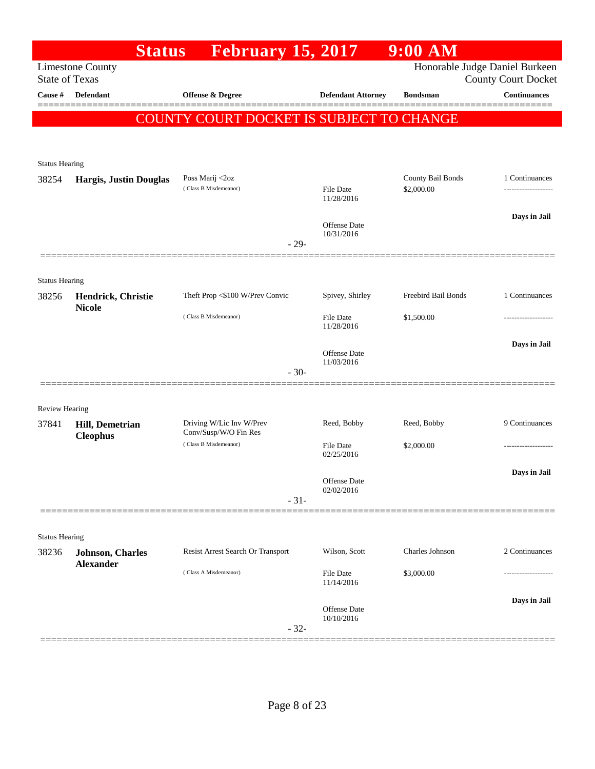# Status February 15, 2017 9:00 AM

Limestone County
State of Texas

Honorable Judge Daniel Burkeen
County Court Docket

| Cause # | Defendant | Offense & Degree | Defendant Attorney | Bondsman | Continuances |
|---|---|---|---|---|---|

**COUNTY COURT DOCKET IS SUBJECT TO CHANGE**

---

Status Hearing

| Cause # | Defendant | Offense & Degree | Defendant Attorney | Bondsman | Continuances |
|---|---|---|---|---|---|
| 38254 | **Hargis, Justin Douglas** | Poss Marij <2oz (Class B Misdemeanor) | File Date 11/28/2016<br>Offense Date 10/31/2016 | County Bail Bonds<br>$2,000.00 | 1 Continuances<br>-------------------<br>**Days in Jail** |

- 29-

---

Status Hearing

| Cause # | Defendant | Offense & Degree | Defendant Attorney | Bondsman | Continuances |
|---|---|---|---|---|---|
| 38256 | **Hendrick, Christie Nicole** | Theft Prop <$100 W/Prev Convic (Class B Misdemeanor) | Spivey, Shirley<br>File Date 11/28/2016<br>Offense Date 11/03/2016 | Freebird Bail Bonds<br>$1,500.00 | 1 Continuances<br>-------------------<br>**Days in Jail** |

- 30-

---

Review Hearing

| Cause # | Defendant | Offense & Degree | Defendant Attorney | Bondsman | Continuances |
|---|---|---|---|---|---|
| 37841 | **Hill, Demetrian Cleophus** | Driving W/Lic Inv W/Prev Conv/Susp/W/O Fin Res (Class B Misdemeanor) | Reed, Bobby<br>File Date 02/25/2016<br>Offense Date 02/02/2016 | Reed, Bobby<br>$2,000.00 | 9 Continuances<br>-------------------<br>**Days in Jail** |

- 31-

---

Status Hearing

| Cause # | Defendant | Offense & Degree | Defendant Attorney | Bondsman | Continuances |
|---|---|---|---|---|---|
| 38236 | **Johnson, Charles Alexander** | Resist Arrest Search Or Transport (Class A Misdemeanor) | Wilson, Scott<br>File Date 11/14/2016<br>Offense Date 10/10/2016 | Charles Johnson<br>$3,000.00 | 2 Continuances<br>-------------------<br>**Days in Jail** |

- 32-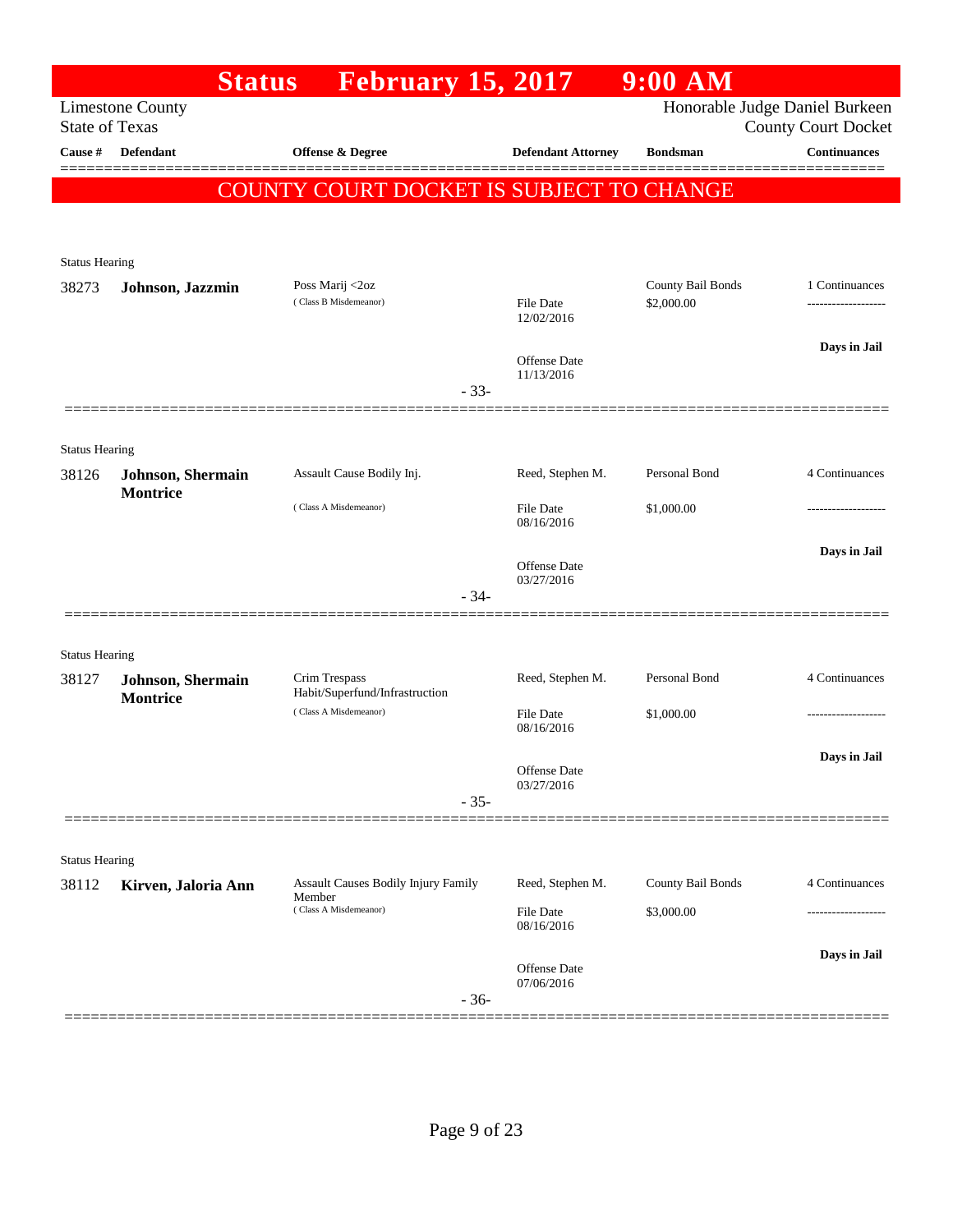# Status February 15, 2017 9:00 AM

Limestone County
State of Texas

Honorable Judge Daniel Burkeen
County Court Docket

**COUNTY COURT DOCKET IS SUBJECT TO CHANGE**

| Cause # | Defendant | Offense & Degree | Defendant Attorney | Bondsman | Continuances |
|---|---|---|---|---|---|
| Status Hearing | | | | | |
| 38273 | **Johnson, Jazzmin** | Poss Marij <2oz (Class B Misdemeanor) | File Date 12/02/2016; Offense Date 11/13/2016 | County Bail Bonds $2,000.00 | 1 Continuances; Days in Jail |
| | | - 33- | | | |
| Status Hearing | | | | | |
| 38126 | **Johnson, Shermain Montrice** | Assault Cause Bodily Inj. (Class A Misdemeanor) | Reed, Stephen M.; File Date 08/16/2016; Offense Date 03/27/2016 | Personal Bond $1,000.00 | 4 Continuances; Days in Jail |
| | | - 34- | | | |
| Status Hearing | | | | | |
| 38127 | **Johnson, Shermain Montrice** | Crim Trespass Habit/Superfund/Infrastruction (Class A Misdemeanor) | Reed, Stephen M.; File Date 08/16/2016; Offense Date 03/27/2016 | Personal Bond $1,000.00 | 4 Continuances; Days in Jail |
| | | - 35- | | | |
| Status Hearing | | | | | |
| 38112 | **Kirven, Jaloria Ann** | Assault Causes Bodily Injury Family Member (Class A Misdemeanor) | Reed, Stephen M.; File Date 08/16/2016; Offense Date 07/06/2016 | County Bail Bonds $3,000.00 | 4 Continuances; Days in Jail |
| | | - 36- | | | |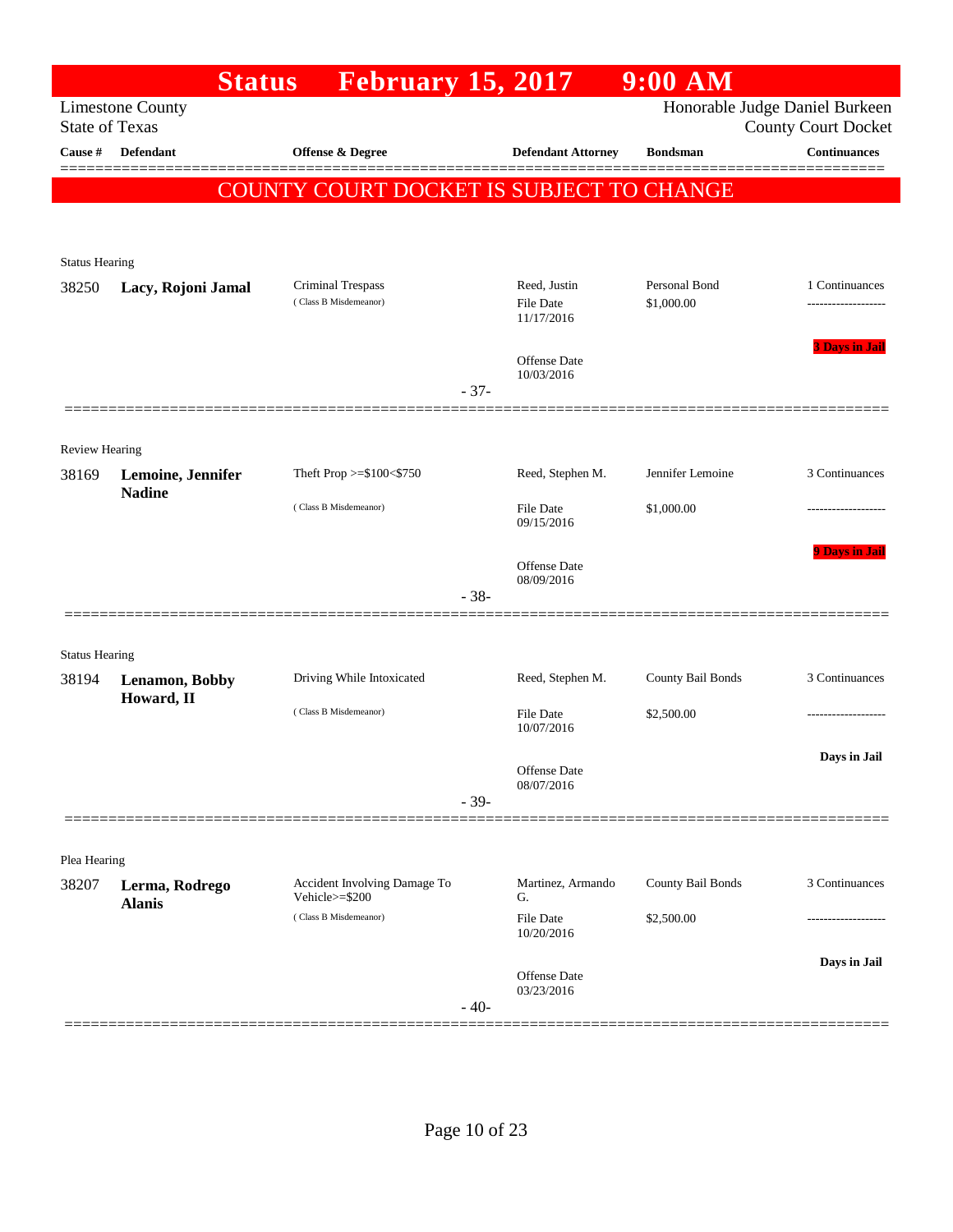# Status February 15, 2017 9:00 AM

Limestone County
State of Texas

Honorable Judge Daniel Burkeen
County Court Docket

| Cause # | Defendant | Offense & Degree | Defendant Attorney | Bondsman | Continuances |
|---|---|---|---|---|---|

**COUNTY COURT DOCKET IS SUBJECT TO CHANGE**

---

Status Hearing

| Cause # | Defendant | Offense & Degree | Defendant Attorney | Bondsman | Continuances |
|---|---|---|---|---|---|
| 38250 | **Lacy, Rojoni Jamal** | Criminal Trespass (Class B Misdemeanor) | Reed, Justin<br>File Date 11/17/2016<br>Offense Date 10/03/2016 | Personal Bond<br>$1,000.00 | 1 Continuances<br>-------------------<br>3 Days in Jail |

- 37-

---

Review Hearing

| Cause # | Defendant | Offense & Degree | Defendant Attorney | Bondsman | Continuances |
|---|---|---|---|---|---|
| 38169 | **Lemoine, Jennifer Nadine** | Theft Prop >=$100<$750 (Class B Misdemeanor) | Reed, Stephen M.<br>File Date 09/15/2016<br>Offense Date 08/09/2016 | Jennifer Lemoine<br>$1,000.00 | 3 Continuances<br>-------------------<br>9 Days in Jail |

- 38-

---

Status Hearing

| Cause # | Defendant | Offense & Degree | Defendant Attorney | Bondsman | Continuances |
|---|---|---|---|---|---|
| 38194 | **Lenamon, Bobby Howard, II** | Driving While Intoxicated (Class B Misdemeanor) | Reed, Stephen M.<br>File Date 10/07/2016<br>Offense Date 08/07/2016 | County Bail Bonds<br>$2,500.00 | 3 Continuances<br>-------------------<br>Days in Jail |

- 39-

---

Plea Hearing

| Cause # | Defendant | Offense & Degree | Defendant Attorney | Bondsman | Continuances |
|---|---|---|---|---|---|
| 38207 | **Lerma, Rodrego Alanis** | Accident Involving Damage To Vehicle>=$200 (Class B Misdemeanor) | Martinez, Armando G.<br>File Date 10/20/2016<br>Offense Date 03/23/2016 | County Bail Bonds<br>$2,500.00 | 3 Continuances<br>-------------------<br>Days in Jail |

- 40-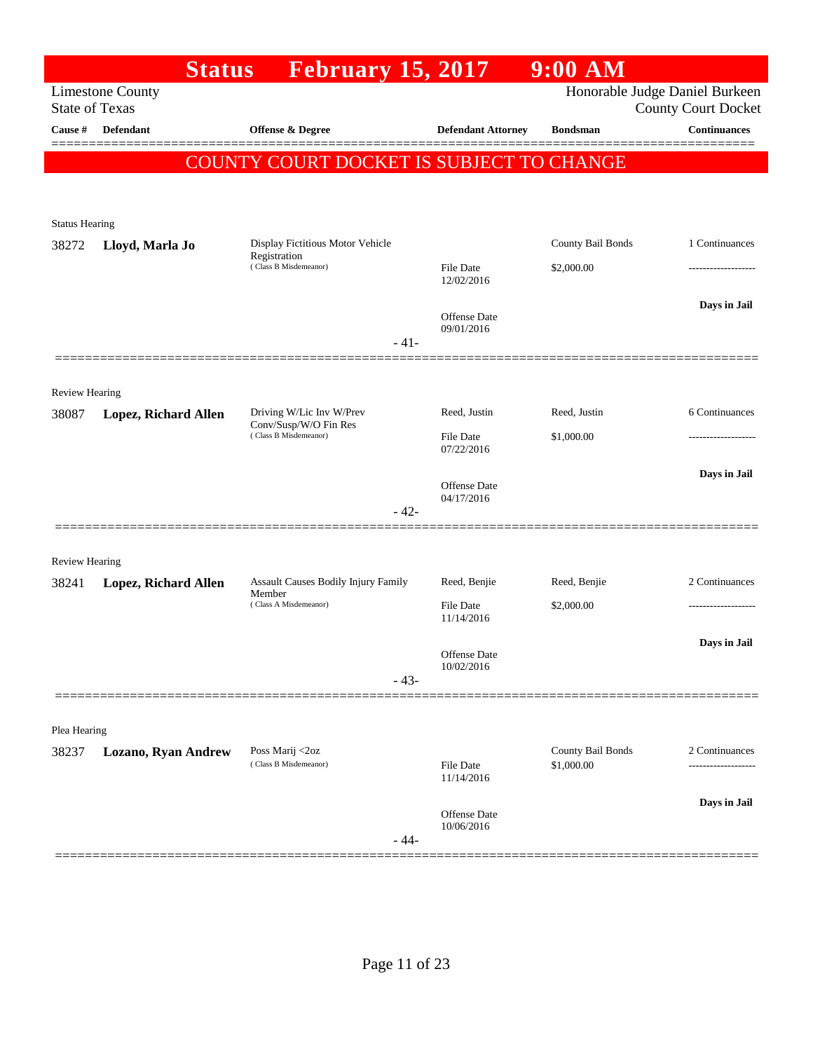# Status February 15, 2017 9:00 AM

Limestone County
State of Texas

Honorable Judge Daniel Burkeen
County Court Docket

| Cause # | Defendant | Offense & Degree | Defendant Attorney | Bondsman | Continuances |
|---|---|---|---|---|---|

**COUNTY COURT DOCKET IS SUBJECT TO CHANGE**

Status Hearing

| Cause # | Defendant | Offense & Degree | Defendant Attorney | Bondsman | Continuances |
|---|---|---|---|---|---|
| 38272 | **Lloyd, Marla Jo** | Display Fictitious Motor Vehicle Registration (Class B Misdemeanor) | | County Bail Bonds | 1 Continuances |
| | | | File Date 12/02/2016 | $2,000.00 | ------------------- |
| | | | Offense Date 09/01/2016 | | **Days in Jail** |

- 41-

Review Hearing

| Cause # | Defendant | Offense & Degree | Defendant Attorney | Bondsman | Continuances |
|---|---|---|---|---|---|
| 38087 | **Lopez, Richard Allen** | Driving W/Lic Inv W/Prev Conv/Susp/W/O Fin Res (Class B Misdemeanor) | Reed, Justin | Reed, Justin | 6 Continuances |
| | | | File Date 07/22/2016 | $1,000.00 | ------------------- |
| | | | Offense Date 04/17/2016 | | **Days in Jail** |

- 42-

Review Hearing

| Cause # | Defendant | Offense & Degree | Defendant Attorney | Bondsman | Continuances |
|---|---|---|---|---|---|
| 38241 | **Lopez, Richard Allen** | Assault Causes Bodily Injury Family Member (Class A Misdemeanor) | Reed, Benjie | Reed, Benjie | 2 Continuances |
| | | | File Date 11/14/2016 | $2,000.00 | ------------------- |
| | | | Offense Date 10/02/2016 | | **Days in Jail** |

- 43-

Plea Hearing

| Cause # | Defendant | Offense & Degree | Defendant Attorney | Bondsman | Continuances |
|---|---|---|---|---|---|
| 38237 | **Lozano, Ryan Andrew** | Poss Marij <2oz (Class B Misdemeanor) | | County Bail Bonds | 2 Continuances |
| | | | File Date 11/14/2016 | $1,000.00 | ------------------- |
| | | | Offense Date 10/06/2016 | | **Days in Jail** |

- 44-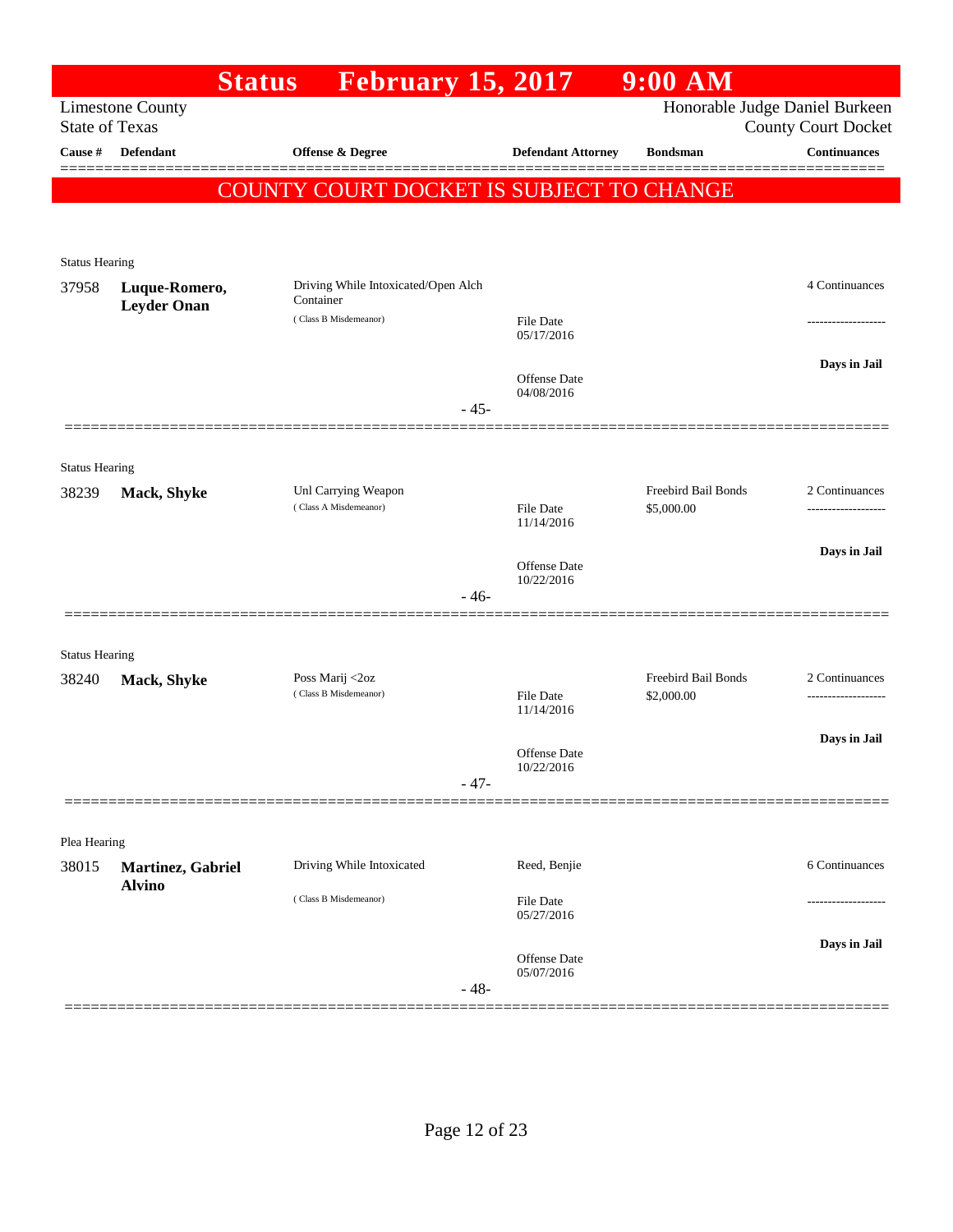# Status February 15, 2017 9:00 AM

Limestone County
State of Texas

Honorable Judge Daniel Burkeen
County Court Docket

| Cause # | Defendant | Offense & Degree | Defendant Attorney | Bondsman | Continuances |
|---|---|---|---|---|---|

**COUNTY COURT DOCKET IS SUBJECT TO CHANGE**

---

Status Hearing

| Cause # | Defendant | Offense & Degree | Defendant Attorney | Bondsman | Continuances |
|---|---|---|---|---|---|
| 37958 | **Luque-Romero, Leyder Onan** | Driving While Intoxicated/Open Alch Container (Class B Misdemeanor) | File Date 05/17/2016; Offense Date 04/08/2016 | | 4 Continuances; Days in Jail |

-45-

---

Status Hearing

| Cause # | Defendant | Offense & Degree | Defendant Attorney | Bondsman | Continuances |
|---|---|---|---|---|---|
| 38239 | **Mack, Shyke** | Unl Carrying Weapon (Class A Misdemeanor) | File Date 11/14/2016; Offense Date 10/22/2016 | Freebird Bail Bonds $5,000.00 | 2 Continuances; Days in Jail |

-46-

---

Status Hearing

| Cause # | Defendant | Offense & Degree | Defendant Attorney | Bondsman | Continuances |
|---|---|---|---|---|---|
| 38240 | **Mack, Shyke** | Poss Marij <2oz (Class B Misdemeanor) | File Date 11/14/2016; Offense Date 10/22/2016 | Freebird Bail Bonds $2,000.00 | 2 Continuances; Days in Jail |

-47-

---

Plea Hearing

| Cause # | Defendant | Offense & Degree | Defendant Attorney | Bondsman | Continuances |
|---|---|---|---|---|---|
| 38015 | **Martinez, Gabriel Alvino** | Driving While Intoxicated (Class B Misdemeanor) | Reed, Benjie; File Date 05/27/2016; Offense Date 05/07/2016 | | 6 Continuances; Days in Jail |

-48-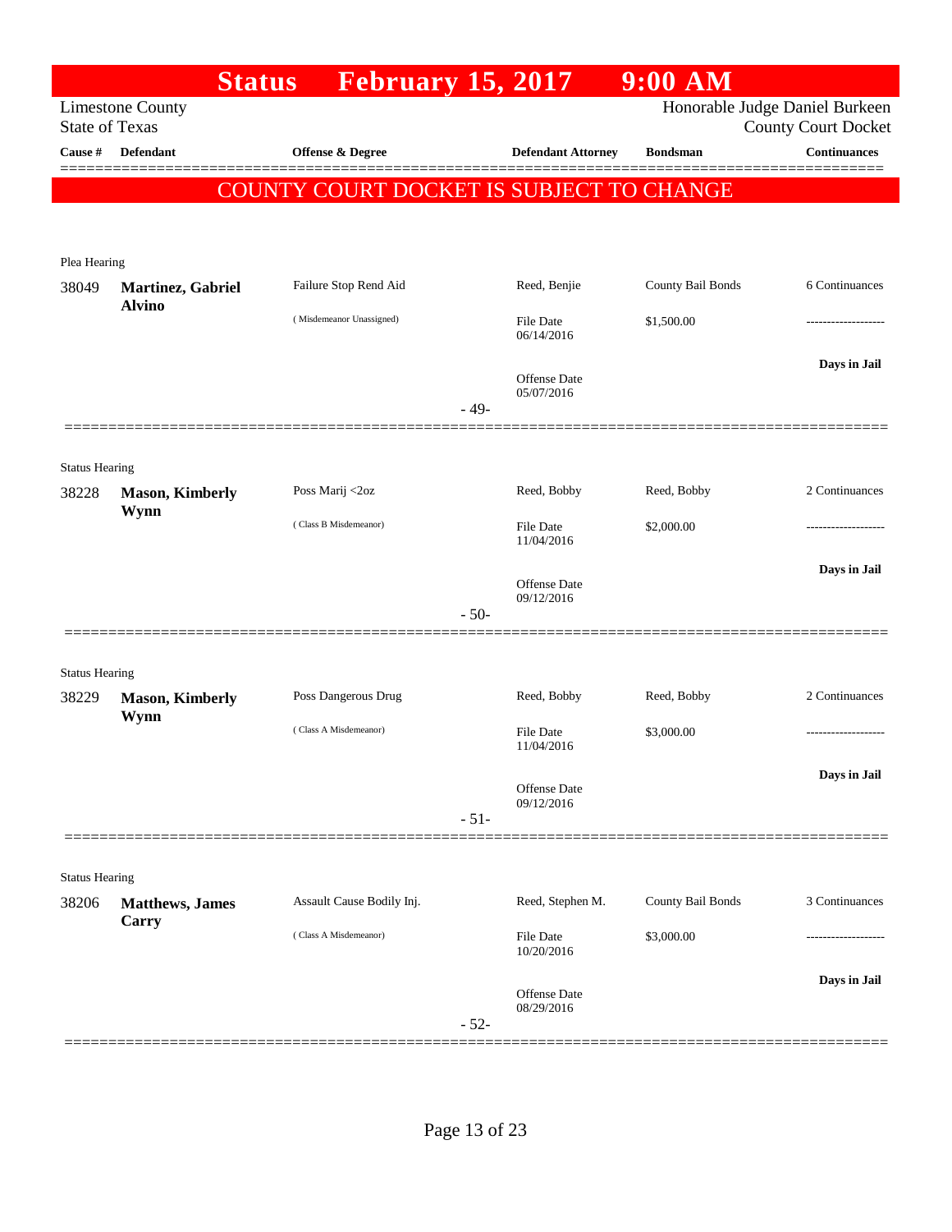# Status February 15, 2017 9:00 AM

Limestone County
State of Texas

Honorable Judge Daniel Burkeen
County Court Docket

| Cause # | Defendant | Offense & Degree | Defendant Attorney | Bondsman | Continuances |
|---|---|---|---|---|---|

**COUNTY COURT DOCKET IS SUBJECT TO CHANGE**

Plea Hearing

| Cause # | Defendant | Offense & Degree | Defendant Attorney | Bondsman | Continuances |
|---|---|---|---|---|---|
| 38049 | **Martinez, Gabriel Alvino** | Failure Stop Rend Aid | Reed, Benjie | County Bail Bonds | 6 Continuances |
| | | ( Misdemeanor Unassigned) | File Date 06/14/2016 | $1,500.00 | ------------------- |
| | | | Offense Date 05/07/2016 | | **Days in Jail** |

- 49-

Status Hearing

| Cause # | Defendant | Offense & Degree | Defendant Attorney | Bondsman | Continuances |
|---|---|---|---|---|---|
| 38228 | **Mason, Kimberly Wynn** | Poss Marij <2oz | Reed, Bobby | Reed, Bobby | 2 Continuances |
| | | ( Class B Misdemeanor) | File Date 11/04/2016 | $2,000.00 | ------------------- |
| | | | Offense Date 09/12/2016 | | **Days in Jail** |

- 50-

Status Hearing

| Cause # | Defendant | Offense & Degree | Defendant Attorney | Bondsman | Continuances |
|---|---|---|---|---|---|
| 38229 | **Mason, Kimberly Wynn** | Poss Dangerous Drug | Reed, Bobby | Reed, Bobby | 2 Continuances |
| | | ( Class A Misdemeanor) | File Date 11/04/2016 | $3,000.00 | ------------------- |
| | | | Offense Date 09/12/2016 | | **Days in Jail** |

- 51-

Status Hearing

| Cause # | Defendant | Offense & Degree | Defendant Attorney | Bondsman | Continuances |
|---|---|---|---|---|---|
| 38206 | **Matthews, James Carry** | Assault Cause Bodily Inj. | Reed, Stephen M. | County Bail Bonds | 3 Continuances |
| | | ( Class A Misdemeanor) | File Date 10/20/2016 | $3,000.00 | ------------------- |
| | | | Offense Date 08/29/2016 | | **Days in Jail** |

- 52-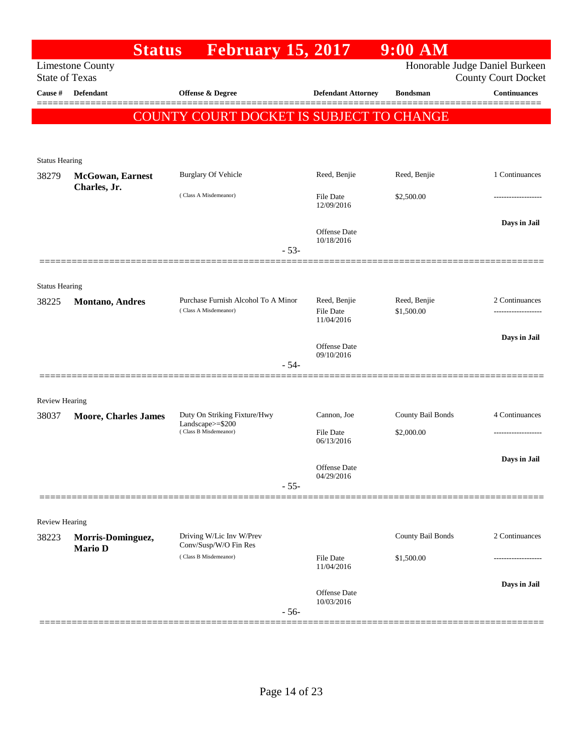# Status February 15, 2017 9:00 AM

Limestone County
State of Texas

Honorable Judge Daniel Burkeen
County Court Docket

| Cause # | Defendant | Offense & Degree | Defendant Attorney | Bondsman | Continuances |
|---|---|---|---|---|---|

**COUNTY COURT DOCKET IS SUBJECT TO CHANGE**

Status Hearing

| 38279 | **McGowan, Earnest Charles, Jr.** | Burglary Of Vehicle (Class A Misdemeanor) | Reed, Benjie | Reed, Benjie | 1 Continuances |
|---|---|---|---|---|---|
| | | | File Date 12/09/2016 | $2,500.00 | ------------------- |
| | | | Offense Date 10/18/2016 | | **Days in Jail** |

- 53-

Status Hearing

| 38225 | **Montano, Andres** | Purchase Furnish Alcohol To A Minor (Class A Misdemeanor) | Reed, Benjie | Reed, Benjie | 2 Continuances |
|---|---|---|---|---|---|
| | | | File Date 11/04/2016 | $1,500.00 | ------------------- |
| | | | Offense Date 09/10/2016 | | **Days in Jail** |

- 54-

Review Hearing

| 38037 | **Moore, Charles James** | Duty On Striking Fixture/Hwy Landscape>=$200 (Class B Misdemeanor) | Cannon, Joe | County Bail Bonds | 4 Continuances |
|---|---|---|---|---|---|
| | | | File Date 06/13/2016 | $2,000.00 | ------------------- |
| | | | Offense Date 04/29/2016 | | **Days in Jail** |

- 55-

Review Hearing

| 38223 | **Morris-Dominguez, Mario D** | Driving W/Lic Inv W/Prev Conv/Susp/W/O Fin Res (Class B Misdemeanor) | | County Bail Bonds | 2 Continuances |
|---|---|---|---|---|---|
| | | | File Date 11/04/2016 | $1,500.00 | ------------------- |
| | | | Offense Date 10/03/2016 | | **Days in Jail** |

- 56-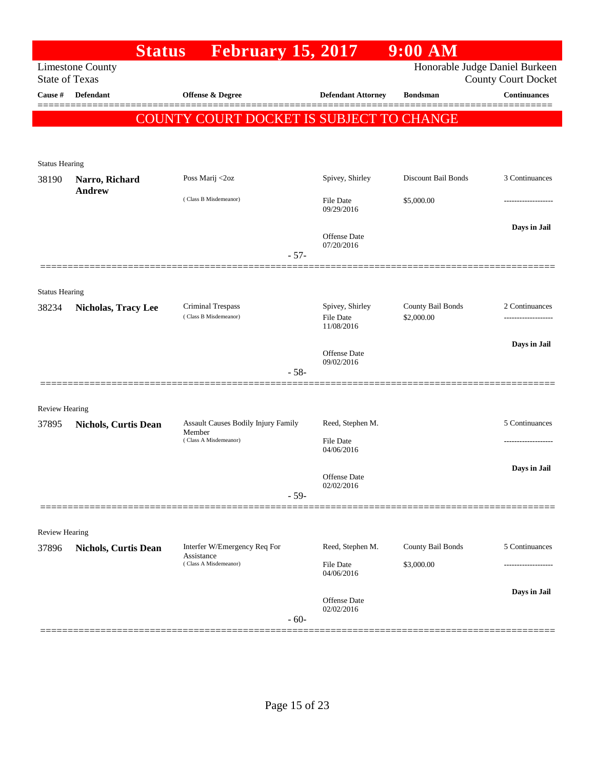# Status February 15, 2017 9:00 AM

Limestone County
State of Texas

Honorable Judge Daniel Burkeen
County Court Docket

| Cause # | Defendant | Offense & Degree | Defendant Attorney | Bondsman | Continuances |
|---|---|---|---|---|---|

**COUNTY COURT DOCKET IS SUBJECT TO CHANGE**

Status Hearing

| Cause # | Defendant | Offense & Degree | Defendant Attorney | Bondsman | Continuances |
|---|---|---|---|---|---|
| 38190 | **Narro, Richard Andrew** | Poss Marij <2oz (Class B Misdemeanor) | Spivey, Shirley | Discount Bail Bonds | 3 Continuances |
| | | | File Date 09/29/2016 | $5,000.00 | ------------------- |
| | | | Offense Date 07/20/2016 | | **Days in Jail** |

- 57-

Status Hearing

| Cause # | Defendant | Offense & Degree | Defendant Attorney | Bondsman | Continuances |
|---|---|---|---|---|---|
| 38234 | **Nicholas, Tracy Lee** | Criminal Trespass (Class B Misdemeanor) | Spivey, Shirley | County Bail Bonds | 2 Continuances |
| | | | File Date 11/08/2016 | $2,000.00 | ------------------- |
| | | | Offense Date 09/02/2016 | | **Days in Jail** |

- 58-

Review Hearing

| Cause # | Defendant | Offense & Degree | Defendant Attorney | Bondsman | Continuances |
|---|---|---|---|---|---|
| 37895 | **Nichols, Curtis Dean** | Assault Causes Bodily Injury Family Member (Class A Misdemeanor) | Reed, Stephen M. | | 5 Continuances |
| | | | File Date 04/06/2016 | | ------------------- |
| | | | Offense Date 02/02/2016 | | **Days in Jail** |

- 59-

Review Hearing

| Cause # | Defendant | Offense & Degree | Defendant Attorney | Bondsman | Continuances |
|---|---|---|---|---|---|
| 37896 | **Nichols, Curtis Dean** | Interfer W/Emergency Req For Assistance (Class A Misdemeanor) | Reed, Stephen M. | County Bail Bonds | 5 Continuances |
| | | | File Date 04/06/2016 | $3,000.00 | ------------------- |
| | | | Offense Date 02/02/2016 | | **Days in Jail** |

- 60-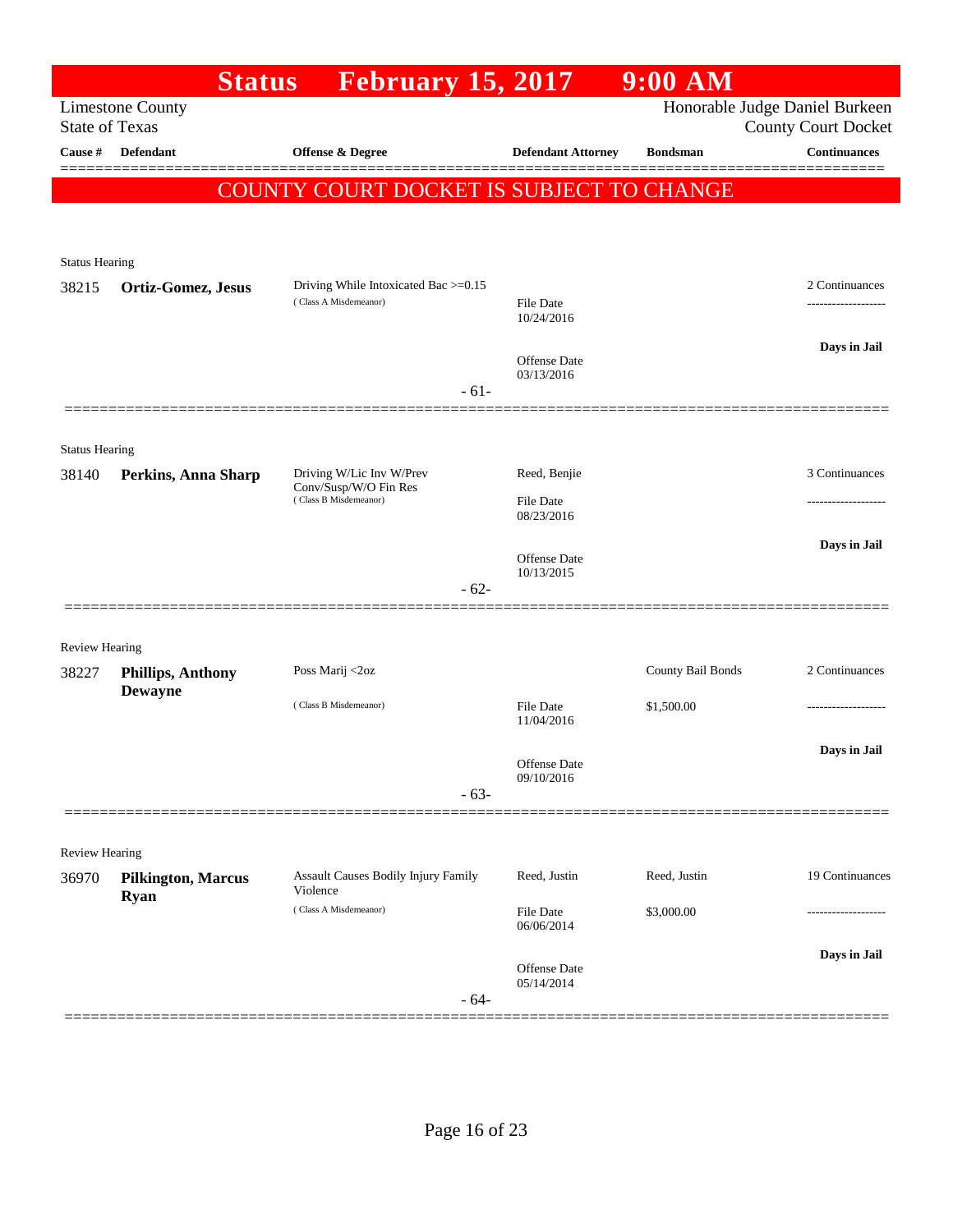# Status February 15, 2017 9:00 AM

Limestone County — Honorable Judge Daniel Burkeen
State of Texas — County Court Docket

**COUNTY COURT DOCKET IS SUBJECT TO CHANGE**

| Cause # | Defendant | Offense & Degree | Defendant Attorney | Bondsman | Continuances |
|---|---|---|---|---|---|
| **Status Hearing** | | | | | |
| 38215 | **Ortiz-Gomez, Jesus** | Driving While Intoxicated Bac >=0.15 (Class A Misdemeanor) | File Date 10/24/2016; Offense Date 03/13/2016 | | 2 Continuances; Days in Jail |
| | | | - 61- | | |
| **Status Hearing** | | | | | |
| 38140 | **Perkins, Anna Sharp** | Driving W/Lic Inv W/Prev Conv/Susp/W/O Fin Res (Class B Misdemeanor) | Reed, Benjie; File Date 08/23/2016; Offense Date 10/13/2015 | | 3 Continuances; Days in Jail |
| | | | - 62- | | |
| **Review Hearing** | | | | | |
| 38227 | **Phillips, Anthony Dewayne** | Poss Marij <2oz (Class B Misdemeanor) | File Date 11/04/2016; Offense Date 09/10/2016 | County Bail Bonds $1,500.00 | 2 Continuances; Days in Jail |
| | | | - 63- | | |
| **Review Hearing** | | | | | |
| 36970 | **Pilkington, Marcus Ryan** | Assault Causes Bodily Injury Family Violence (Class A Misdemeanor) | Reed, Justin; File Date 06/06/2014; Offense Date 05/14/2014 | Reed, Justin $3,000.00 | 19 Continuances; Days in Jail |
| | | | - 64- | | |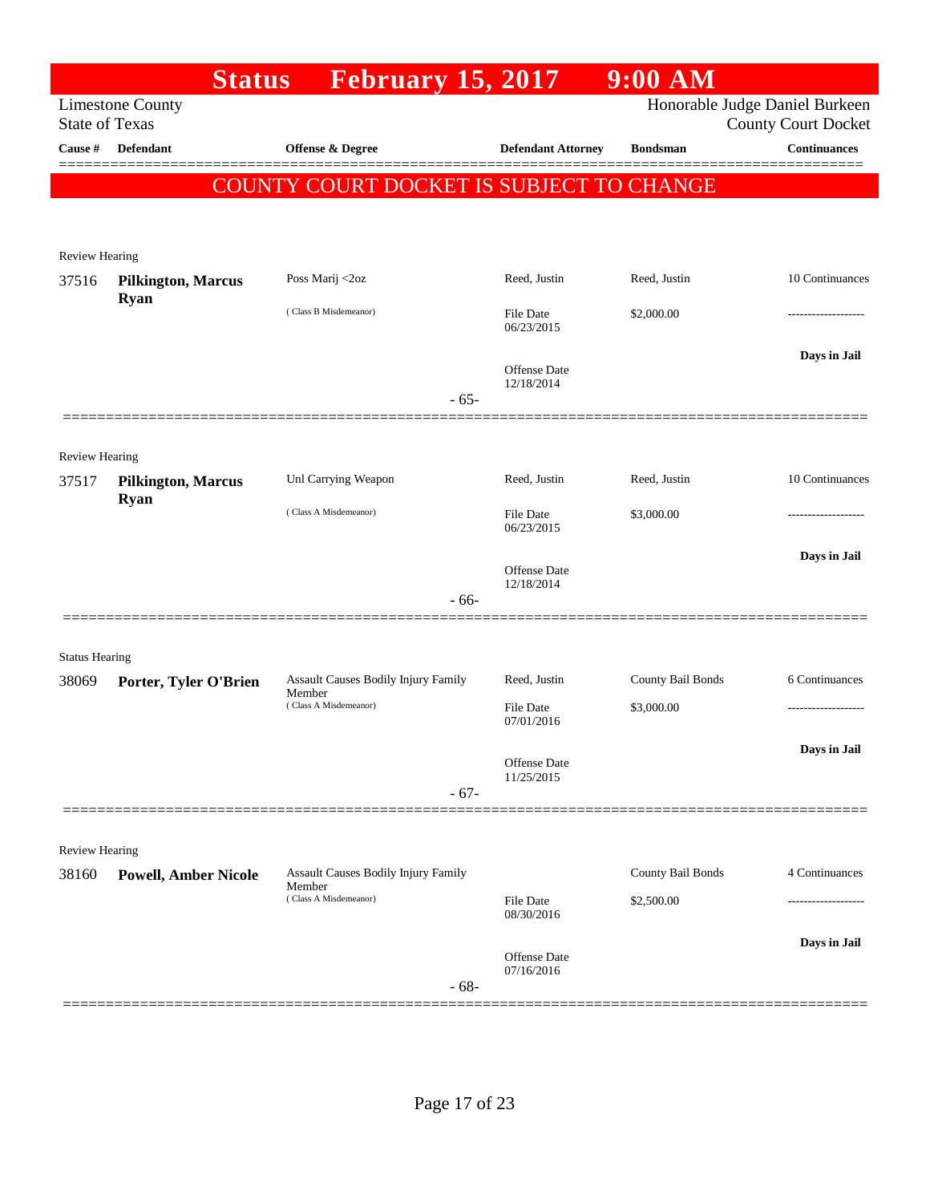# Status February 15, 2017 9:00 AM

Limestone County
State of Texas

Honorable Judge Daniel Burkeen
County Court Docket

| Cause # | Defendant | Offense & Degree | Defendant Attorney | Bondsman | Continuances |
|---|---|---|---|---|---|

**COUNTY COURT DOCKET IS SUBJECT TO CHANGE**

---

Review Hearing

| Cause # | Defendant | Offense & Degree | Defendant Attorney | Bondsman | Continuances |
|---|---|---|---|---|---|
| 37516 | **Pilkington, Marcus Ryan** | Poss Marij <2oz (Class B Misdemeanor) | Reed, Justin | Reed, Justin | 10 Continuances |
| | | | File Date 06/23/2015 | $2,000.00 | ------------------- |
| | | | Offense Date 12/18/2014 | | **Days in Jail** |

- 65-

---

Review Hearing

| Cause # | Defendant | Offense & Degree | Defendant Attorney | Bondsman | Continuances |
|---|---|---|---|---|---|
| 37517 | **Pilkington, Marcus Ryan** | Unl Carrying Weapon (Class A Misdemeanor) | Reed, Justin | Reed, Justin | 10 Continuances |
| | | | File Date 06/23/2015 | $3,000.00 | ------------------- |
| | | | Offense Date 12/18/2014 | | **Days in Jail** |

- 66-

---

Status Hearing

| Cause # | Defendant | Offense & Degree | Defendant Attorney | Bondsman | Continuances |
|---|---|---|---|---|---|
| 38069 | **Porter, Tyler O'Brien** | Assault Causes Bodily Injury Family Member (Class A Misdemeanor) | Reed, Justin | County Bail Bonds | 6 Continuances |
| | | | File Date 07/01/2016 | $3,000.00 | ------------------- |
| | | | Offense Date 11/25/2015 | | **Days in Jail** |

- 67-

---

Review Hearing

| Cause # | Defendant | Offense & Degree | Defendant Attorney | Bondsman | Continuances |
|---|---|---|---|---|---|
| 38160 | **Powell, Amber Nicole** | Assault Causes Bodily Injury Family Member (Class A Misdemeanor) | | County Bail Bonds | 4 Continuances |
| | | | File Date 08/30/2016 | $2,500.00 | ------------------- |
| | | | Offense Date 07/16/2016 | | **Days in Jail** |

- 68-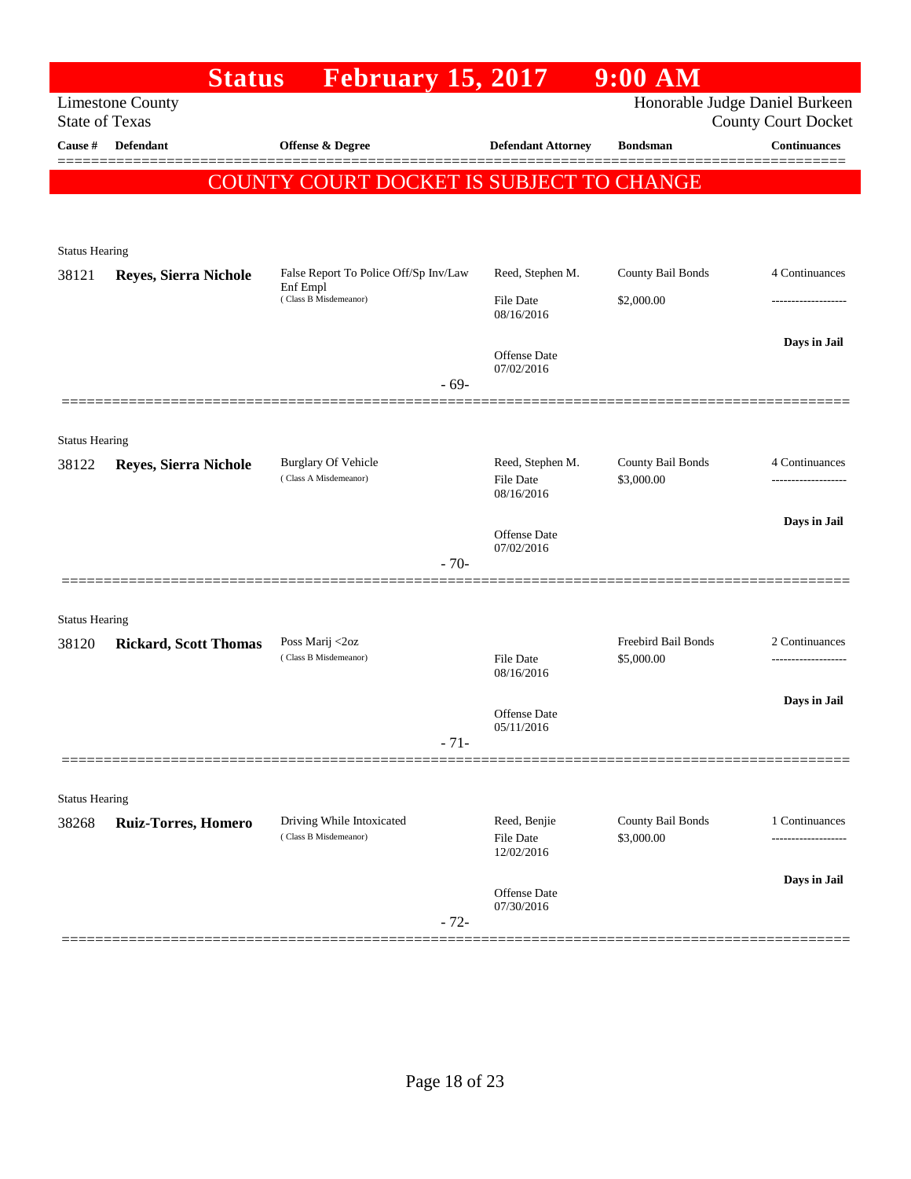# Status February 15, 2017 9:00 AM

Limestone County
State of Texas

Honorable Judge Daniel Burkeen
County Court Docket

| Cause # | Defendant | Offense & Degree | Defendant Attorney | Bondsman | Continuances |
|---|---|---|---|---|---|

**COUNTY COURT DOCKET IS SUBJECT TO CHANGE**

Status Hearing

| Cause # | Defendant | Offense & Degree | Defendant Attorney | Bondsman | Continuances |
|---|---|---|---|---|---|
| 38121 | **Reyes, Sierra Nichole** | False Report To Police Off/Sp Inv/Law Enf Empl (Class B Misdemeanor) | Reed, Stephen M. | County Bail Bonds | 4 Continuances |
| | | | File Date 08/16/2016 | $2,000.00 | ------------------- |
| | | | Offense Date 07/02/2016 | | **Days in Jail** |

- 69-

Status Hearing

| Cause # | Defendant | Offense & Degree | Defendant Attorney | Bondsman | Continuances |
|---|---|---|---|---|---|
| 38122 | **Reyes, Sierra Nichole** | Burglary Of Vehicle (Class A Misdemeanor) | Reed, Stephen M. | County Bail Bonds | 4 Continuances |
| | | | File Date 08/16/2016 | $3,000.00 | ------------------- |
| | | | Offense Date 07/02/2016 | | **Days in Jail** |

- 70-

Status Hearing

| Cause # | Defendant | Offense & Degree | Defendant Attorney | Bondsman | Continuances |
|---|---|---|---|---|---|
| 38120 | **Rickard, Scott Thomas** | Poss Marij <2oz (Class B Misdemeanor) | | Freebird Bail Bonds | 2 Continuances |
| | | | File Date 08/16/2016 | $5,000.00 | ------------------- |
| | | | Offense Date 05/11/2016 | | **Days in Jail** |

- 71-

Status Hearing

| Cause # | Defendant | Offense & Degree | Defendant Attorney | Bondsman | Continuances |
|---|---|---|---|---|---|
| 38268 | **Ruiz-Torres, Homero** | Driving While Intoxicated (Class B Misdemeanor) | Reed, Benjie | County Bail Bonds | 1 Continuances |
| | | | File Date 12/02/2016 | $3,000.00 | ------------------- |
| | | | Offense Date 07/30/2016 | | **Days in Jail** |

- 72-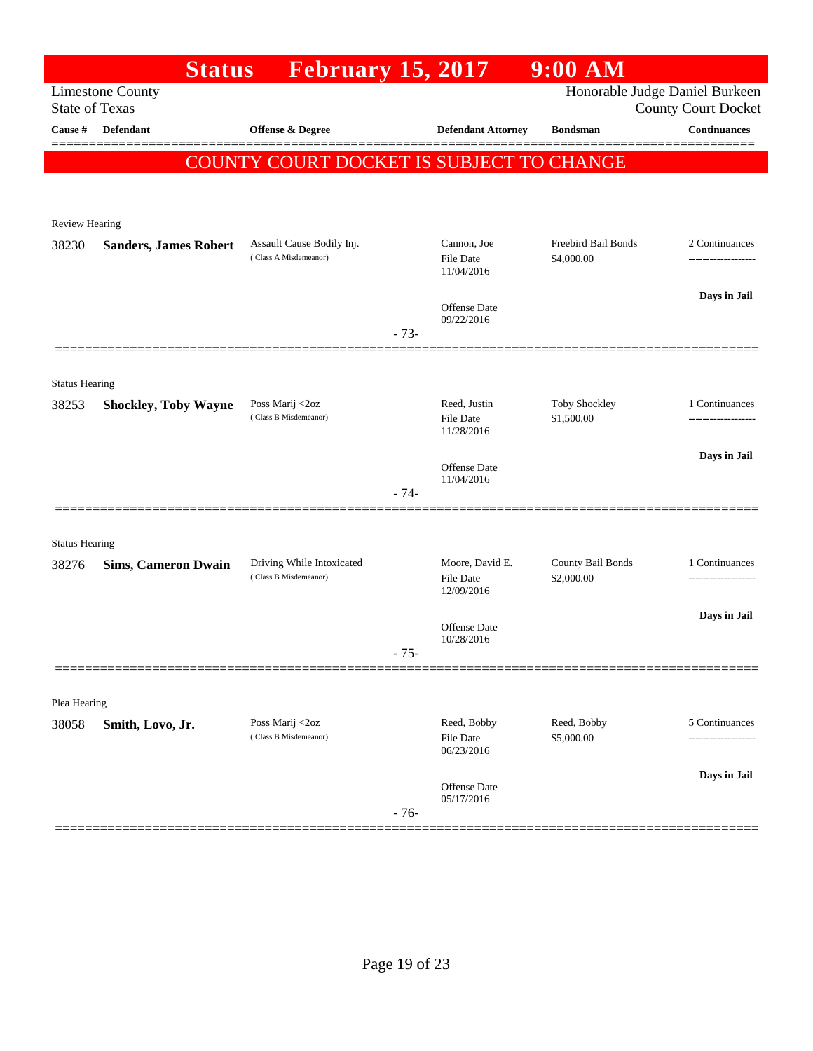# Status February 15, 2017 9:00 AM

Limestone County
State of Texas

Honorable Judge Daniel Burkeen
County Court Docket

| Cause # | Defendant | Offense & Degree | Defendant Attorney | Bondsman | Continuances |
|---|---|---|---|---|---|

**COUNTY COURT DOCKET IS SUBJECT TO CHANGE**

Review Hearing

| Cause # | Defendant | Offense & Degree | Defendant Attorney | Bondsman | Continuances |
|---|---|---|---|---|---|
| 38230 | **Sanders, James Robert** | Assault Cause Bodily Inj. (Class A Misdemeanor) | Cannon, Joe<br>File Date 11/04/2016<br>Offense Date 09/22/2016 | Freebird Bail Bonds<br>$4,000.00 | 2 Continuances<br>Days in Jail |

- 73-

Status Hearing

| Cause # | Defendant | Offense & Degree | Defendant Attorney | Bondsman | Continuances |
|---|---|---|---|---|---|
| 38253 | **Shockley, Toby Wayne** | Poss Marij <2oz (Class B Misdemeanor) | Reed, Justin<br>File Date 11/28/2016<br>Offense Date 11/04/2016 | Toby Shockley<br>$1,500.00 | 1 Continuances<br>Days in Jail |

- 74-

Status Hearing

| Cause # | Defendant | Offense & Degree | Defendant Attorney | Bondsman | Continuances |
|---|---|---|---|---|---|
| 38276 | **Sims, Cameron Dwain** | Driving While Intoxicated (Class B Misdemeanor) | Moore, David E.<br>File Date 12/09/2016<br>Offense Date 10/28/2016 | County Bail Bonds<br>$2,000.00 | 1 Continuances<br>Days in Jail |

- 75-

Plea Hearing

| Cause # | Defendant | Offense & Degree | Defendant Attorney | Bondsman | Continuances |
|---|---|---|---|---|---|
| 38058 | **Smith, Lovo, Jr.** | Poss Marij <2oz (Class B Misdemeanor) | Reed, Bobby<br>File Date 06/23/2016<br>Offense Date 05/17/2016 | Reed, Bobby<br>$5,000.00 | 5 Continuances<br>Days in Jail |

- 76-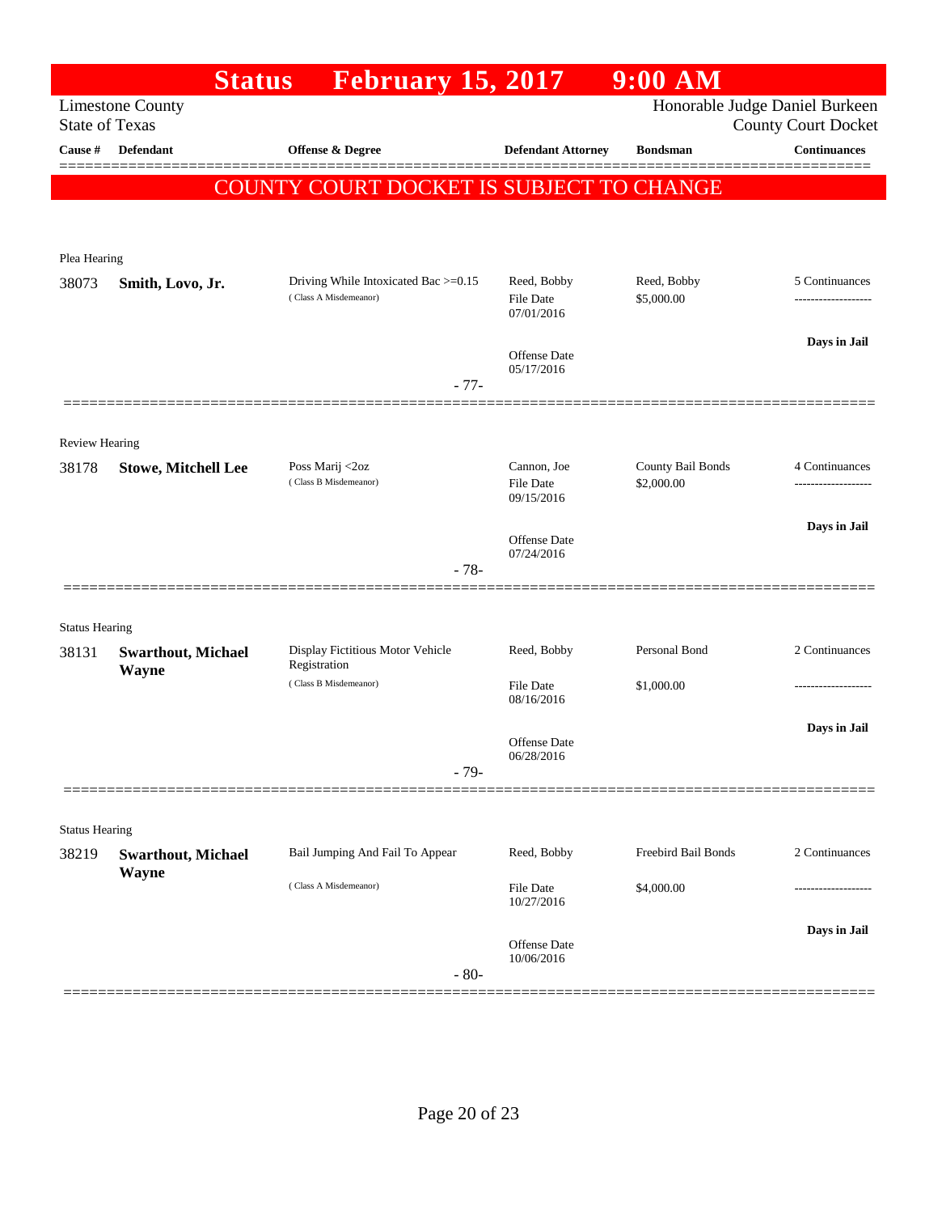# Status February 15, 2017 9:00 AM

Limestone County
State of Texas

Honorable Judge Daniel Burkeen
County Court Docket

| Cause # | Defendant | Offense & Degree | Defendant Attorney | Bondsman | Continuances |
|---|---|---|---|---|---|

## COUNTY COURT DOCKET IS SUBJECT TO CHANGE

**Plea Hearing**

| Cause # | Defendant | Offense & Degree | Defendant Attorney | Bondsman | Continuances |
|---|---|---|---|---|---|
| 38073 | **Smith, Lovo, Jr.** | Driving While Intoxicated Bac >=0.15 (Class A Misdemeanor) | Reed, Bobby<br>File Date 07/01/2016<br>Offense Date 05/17/2016 | Reed, Bobby<br>$5,000.00 | 5 Continuances<br>-------------------<br>**Days in Jail** |

- 77-

**Review Hearing**

| Cause # | Defendant | Offense & Degree | Defendant Attorney | Bondsman | Continuances |
|---|---|---|---|---|---|
| 38178 | **Stowe, Mitchell Lee** | Poss Marij <2oz (Class B Misdemeanor) | Cannon, Joe<br>File Date 09/15/2016<br>Offense Date 07/24/2016 | County Bail Bonds<br>$2,000.00 | 4 Continuances<br>-------------------<br>**Days in Jail** |

- 78-

**Status Hearing**

| Cause # | Defendant | Offense & Degree | Defendant Attorney | Bondsman | Continuances |
|---|---|---|---|---|---|
| 38131 | **Swarthout, Michael Wayne** | Display Fictitious Motor Vehicle Registration (Class B Misdemeanor) | Reed, Bobby<br>File Date 08/16/2016<br>Offense Date 06/28/2016 | Personal Bond<br>$1,000.00 | 2 Continuances<br>-------------------<br>**Days in Jail** |

- 79-

**Status Hearing**

| Cause # | Defendant | Offense & Degree | Defendant Attorney | Bondsman | Continuances |
|---|---|---|---|---|---|
| 38219 | **Swarthout, Michael Wayne** | Bail Jumping And Fail To Appear (Class A Misdemeanor) | Reed, Bobby<br>File Date 10/27/2016<br>Offense Date 10/06/2016 | Freebird Bail Bonds<br>$4,000.00 | 2 Continuances<br>-------------------<br>**Days in Jail** |

- 80-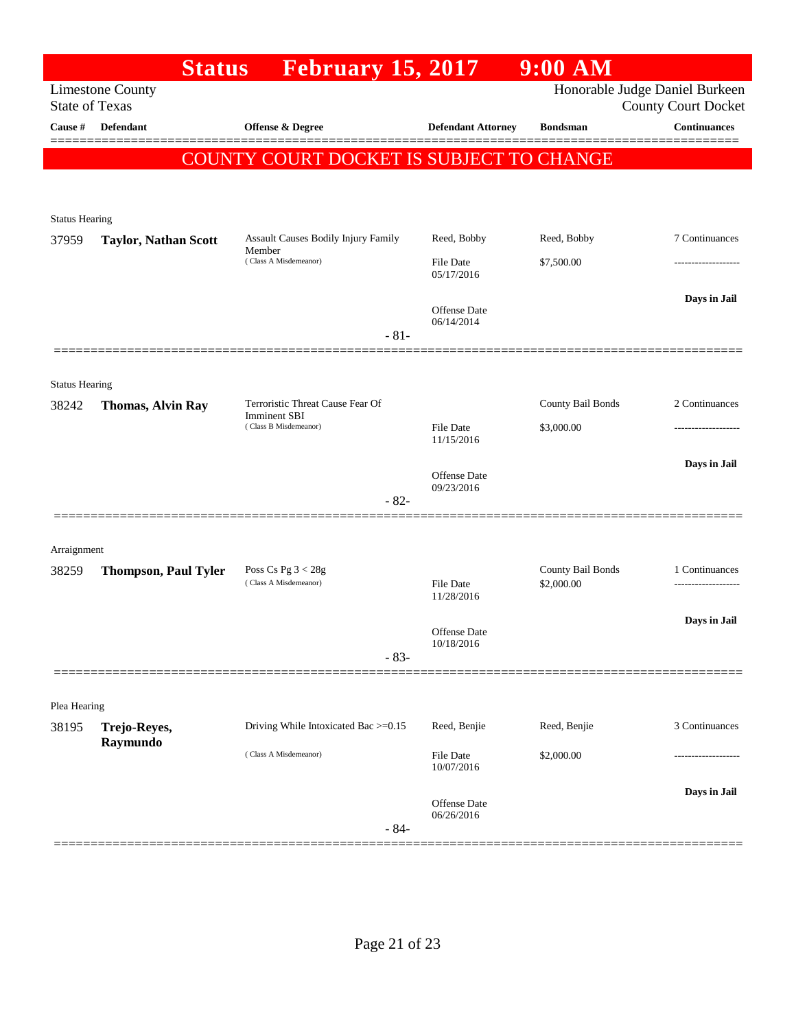# Status February 15, 2017 9:00 AM

Limestone County
State of Texas

Honorable Judge Daniel Burkeen
County Court Docket

| Cause # | Defendant | Offense & Degree | Defendant Attorney | Bondsman | Continuances |
|---|---|---|---|---|---|

**COUNTY COURT DOCKET IS SUBJECT TO CHANGE**

---

Status Hearing

| Cause # | Defendant | Offense & Degree | Defendant Attorney | Bondsman | Continuances |
|---|---|---|---|---|---|
| 37959 | **Taylor, Nathan Scott** | Assault Causes Bodily Injury Family Member (Class A Misdemeanor) | Reed, Bobby | Reed, Bobby | 7 Continuances |
| | | | File Date 05/17/2016 | $7,500.00 | ------------------- |
| | | | Offense Date 06/14/2014 | | **Days in Jail** |

- 81-

---

Status Hearing

| Cause # | Defendant | Offense & Degree | Defendant Attorney | Bondsman | Continuances |
|---|---|---|---|---|---|
| 38242 | **Thomas, Alvin Ray** | Terroristic Threat Cause Fear Of Imminent SBI (Class B Misdemeanor) | | County Bail Bonds | 2 Continuances |
| | | | File Date 11/15/2016 | $3,000.00 | ------------------- |
| | | | Offense Date 09/23/2016 | | **Days in Jail** |

- 82-

---

Arraignment

| Cause # | Defendant | Offense & Degree | Defendant Attorney | Bondsman | Continuances |
|---|---|---|---|---|---|
| 38259 | **Thompson, Paul Tyler** | Poss Cs Pg 3 < 28g (Class A Misdemeanor) | | County Bail Bonds | 1 Continuances |
| | | | File Date 11/28/2016 | $2,000.00 | ------------------- |
| | | | Offense Date 10/18/2016 | | **Days in Jail** |

- 83-

---

Plea Hearing

| Cause # | Defendant | Offense & Degree | Defendant Attorney | Bondsman | Continuances |
|---|---|---|---|---|---|
| 38195 | **Trejo-Reyes, Raymundo** | Driving While Intoxicated Bac >=0.15 (Class A Misdemeanor) | Reed, Benjie | Reed, Benjie | 3 Continuances |
| | | | File Date 10/07/2016 | $2,000.00 | ------------------- |
| | | | Offense Date 06/26/2016 | | **Days in Jail** |

- 84-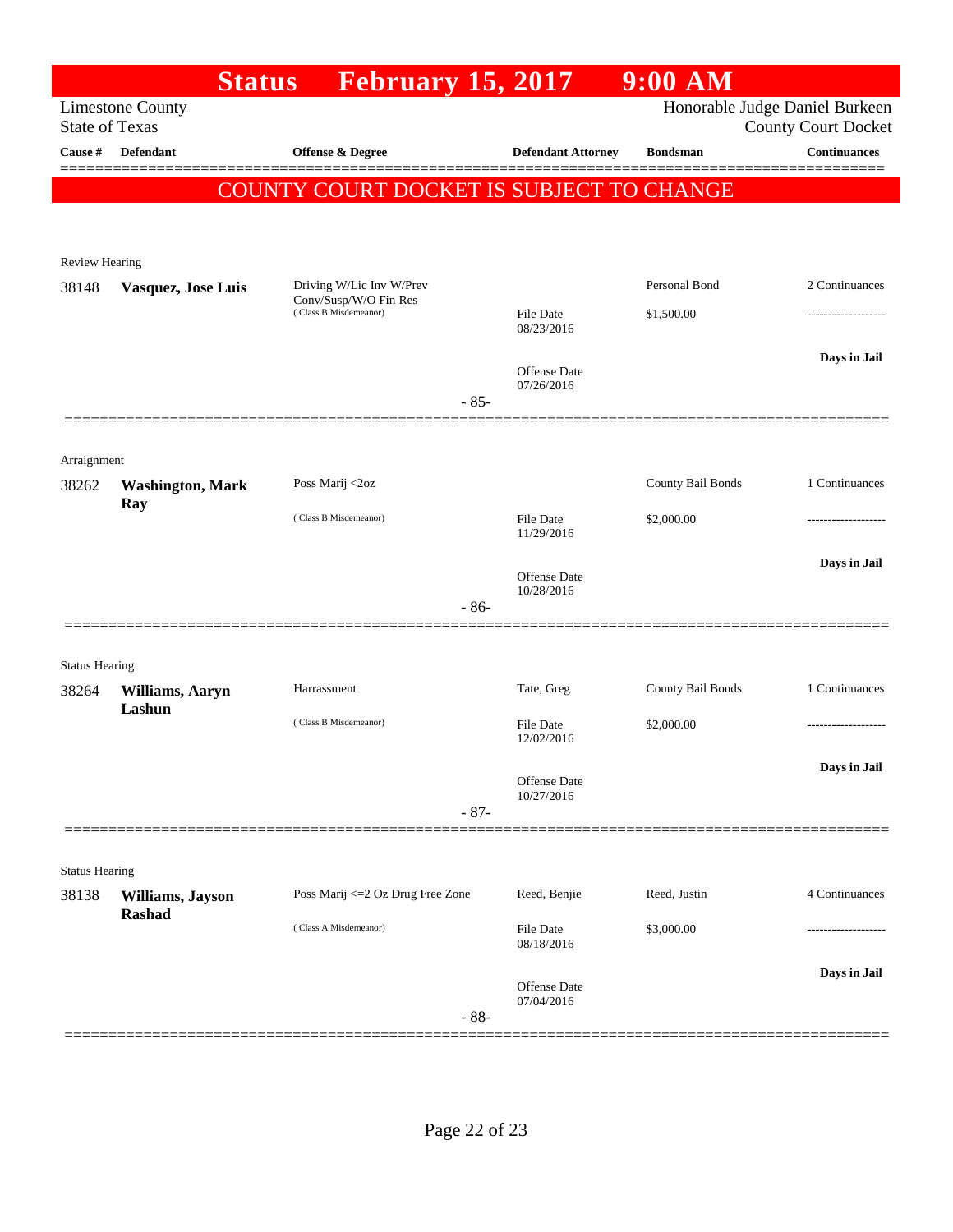# Status February 15, 2017 9:00 AM

Limestone County
State of Texas

Honorable Judge Daniel Burkeen
County Court Docket

| Cause # | Defendant | Offense & Degree | Defendant Attorney | Bondsman | Continuances |
|---|---|---|---|---|---|

**COUNTY COURT DOCKET IS SUBJECT TO CHANGE**

Review Hearing

| Cause # | Defendant | Offense & Degree | Defendant Attorney | Bondsman | Continuances |
|---|---|---|---|---|---|
| 38148 | **Vasquez, Jose Luis** | Driving W/Lic Inv W/Prev Conv/Susp/W/O Fin Res (Class B Misdemeanor) | File Date 08/23/2016<br>Offense Date 07/26/2016 | Personal Bond<br>$1,500.00 | 2 Continuances<br>-------------------<br>**Days in Jail** |

-85-

Arraignment

| Cause # | Defendant | Offense & Degree | Defendant Attorney | Bondsman | Continuances |
|---|---|---|---|---|---|
| 38262 | **Washington, Mark Ray** | Poss Marij <2oz (Class B Misdemeanor) | File Date 11/29/2016<br>Offense Date 10/28/2016 | County Bail Bonds<br>$2,000.00 | 1 Continuances<br>-------------------<br>**Days in Jail** |

-86-

Status Hearing

| Cause # | Defendant | Offense & Degree | Defendant Attorney | Bondsman | Continuances |
|---|---|---|---|---|---|
| 38264 | **Williams, Aaryn Lashun** | Harrassment (Class B Misdemeanor) | Tate, Greg<br>File Date 12/02/2016<br>Offense Date 10/27/2016 | County Bail Bonds<br>$2,000.00 | 1 Continuances<br>-------------------<br>**Days in Jail** |

-87-

Status Hearing

| Cause # | Defendant | Offense & Degree | Defendant Attorney | Bondsman | Continuances |
|---|---|---|---|---|---|
| 38138 | **Williams, Jayson Rashad** | Poss Marij <=2 Oz Drug Free Zone (Class A Misdemeanor) | Reed, Benjie<br>File Date 08/18/2016<br>Offense Date 07/04/2016 | Reed, Justin<br>$3,000.00 | 4 Continuances<br>-------------------<br>**Days in Jail** |

-88-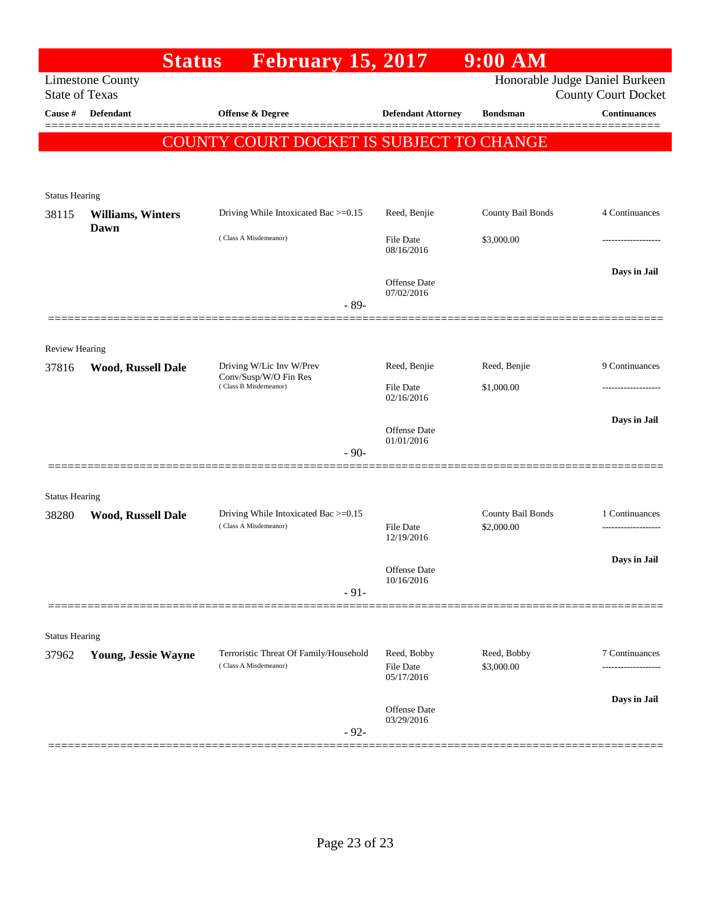# Status February 15, 2017 9:00 AM

Limestone County
State of Texas

Honorable Judge Daniel Burkeen
County Court Docket

| Cause # | Defendant | Offense & Degree | Defendant Attorney | Bondsman | Continuances |
|---|---|---|---|---|---|

**COUNTY COURT DOCKET IS SUBJECT TO CHANGE**

Status Hearing

| Cause # | Defendant | Offense & Degree | Defendant Attorney | Bondsman | Continuances |
|---|---|---|---|---|---|
| 38115 | **Williams, Winters Dawn** | Driving While Intoxicated Bac >=0.15 (Class A Misdemeanor) | Reed, Benjie | County Bail Bonds | 4 Continuances |
| | | | File Date 08/16/2016 | $3,000.00 | ------------------- |
| | | | Offense Date 07/02/2016 | | Days in Jail |

- 89-

Review Hearing

| Cause # | Defendant | Offense & Degree | Defendant Attorney | Bondsman | Continuances |
|---|---|---|---|---|---|
| 37816 | **Wood, Russell Dale** | Driving W/Lic Inv W/Prev Conv/Susp/W/O Fin Res (Class B Misdemeanor) | Reed, Benjie | Reed, Benjie | 9 Continuances |
| | | | File Date 02/16/2016 | $1,000.00 | ------------------- |
| | | | Offense Date 01/01/2016 | | Days in Jail |

- 90-

Status Hearing

| Cause # | Defendant | Offense & Degree | Defendant Attorney | Bondsman | Continuances |
|---|---|---|---|---|---|
| 38280 | **Wood, Russell Dale** | Driving While Intoxicated Bac >=0.15 (Class A Misdemeanor) | | County Bail Bonds | 1 Continuances |
| | | | File Date 12/19/2016 | $2,000.00 | ------------------- |
| | | | Offense Date 10/16/2016 | | Days in Jail |

- 91-

Status Hearing

| Cause # | Defendant | Offense & Degree | Defendant Attorney | Bondsman | Continuances |
|---|---|---|---|---|---|
| 37962 | **Young, Jessie Wayne** | Terroristic Threat Of Family/Household (Class A Misdemeanor) | Reed, Bobby | Reed, Bobby | 7 Continuances |
| | | | File Date 05/17/2016 | $3,000.00 | ------------------- |
| | | | Offense Date 03/29/2016 | | Days in Jail |

- 92-